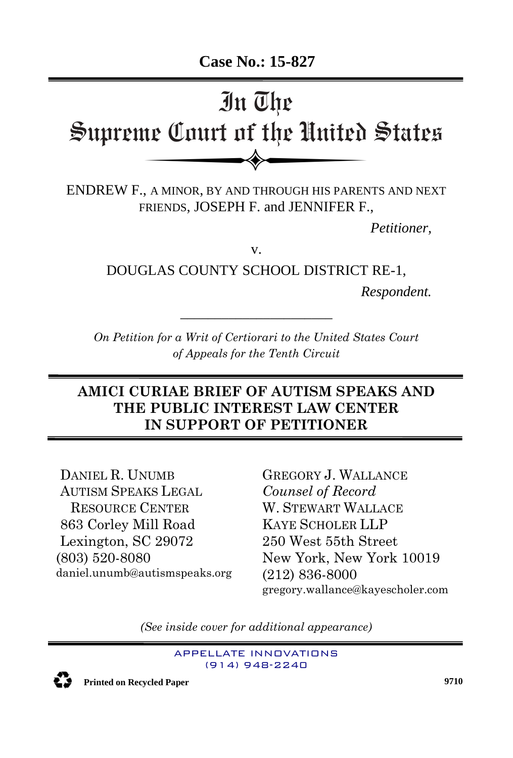**Case No.: 15-827**

# In The Supreme Court of the United States

ENDREW F., A MINOR, BY AND THROUGH HIS PARENTS AND NEXT FRIENDS, JOSEPH F. and JENNIFER F.,

*Petitioner,*

v.

DOUGLAS COUNTY SCHOOL DISTRICT RE-1,

*Respondent.*

---

*On Petition for a Writ of Certiorari to the United States Court of Appeals for the Tenth Circuit*

## AMICI CURIAE BRIEF OF AUTISM SPEAKS AND THE PUBLIC INTEREST LAW CENTER IN SUPPORT OF PETITIONER

DANIEL R. UNUMB
AUTISM SPEAKS LEGAL RESOURCE CENTER
863 Corley Mill Road
Lexington, SC 29072
(803) 520-8080
daniel.unumb@autismspeaks.org

GREGORY J. WALLANCE
*Counsel of Record*
W. STEWART WALLACE
KAYE SCHOLER LLP
250 West 55th Street
New York, New York 10019
(212) 836-8000
gregory.wallance@kayescholer.com

*(See inside cover for additional appearance)*

APPELLATE INNOVATIONS
(914) 948-2240

Printed on Recycled Paper

9710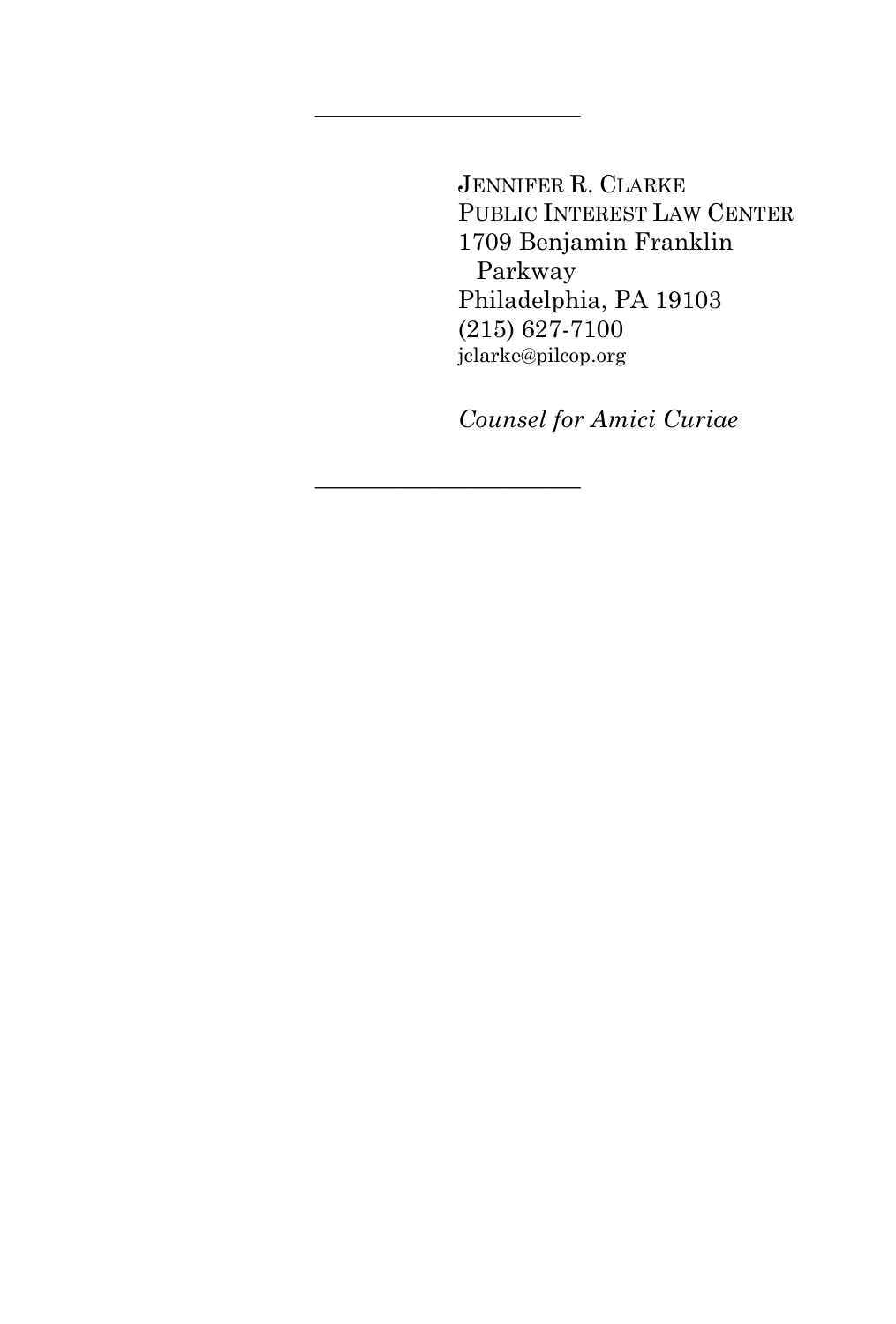---

JENNIFER R. CLARKE
PUBLIC INTEREST LAW CENTER
1709 Benjamin Franklin
  Parkway
Philadelphia, PA 19103
(215) 627-7100
jclarke@pilcop.org

*Counsel for Amici Curiae*

---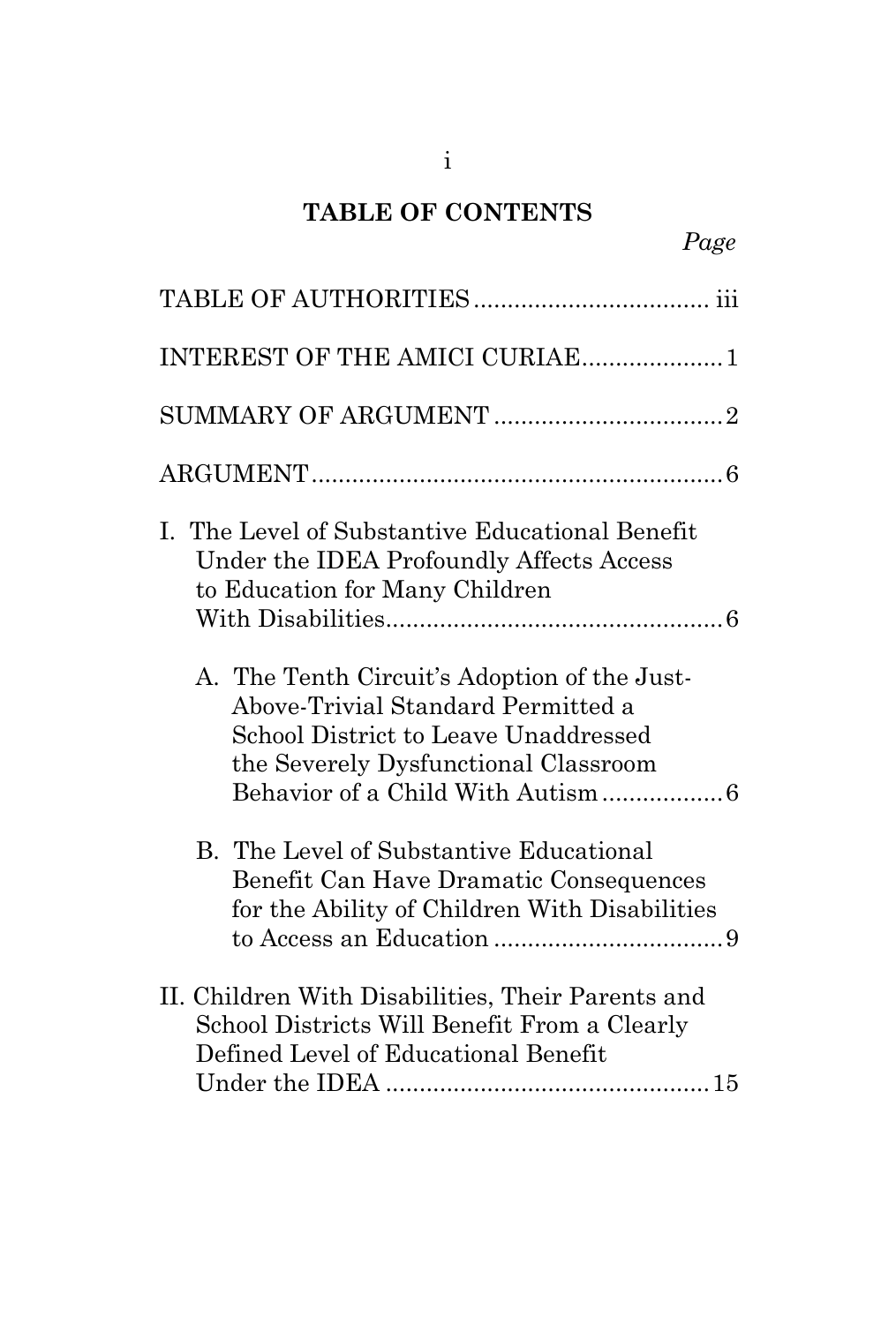# TABLE OF CONTENTS

*Page*

TABLE OF AUTHORITIES .................................. iii

INTEREST OF THE AMICI CURIAE.................... 1

SUMMARY OF ARGUMENT ................................. 2

ARGUMENT............................................................ 6

I. The Level of Substantive Educational Benefit Under the IDEA Profoundly Affects Access to Education for Many Children With Disabilities.................................................. 6

A. The Tenth Circuit's Adoption of the Just-Above-Trivial Standard Permitted a School District to Leave Unaddressed the Severely Dysfunctional Classroom Behavior of a Child With Autism.................. 6

B. The Level of Substantive Educational Benefit Can Have Dramatic Consequences for the Ability of Children With Disabilities to Access an Education ................................. 9

II. Children With Disabilities, Their Parents and School Districts Will Benefit From a Clearly Defined Level of Educational Benefit Under the IDEA ................................................ 15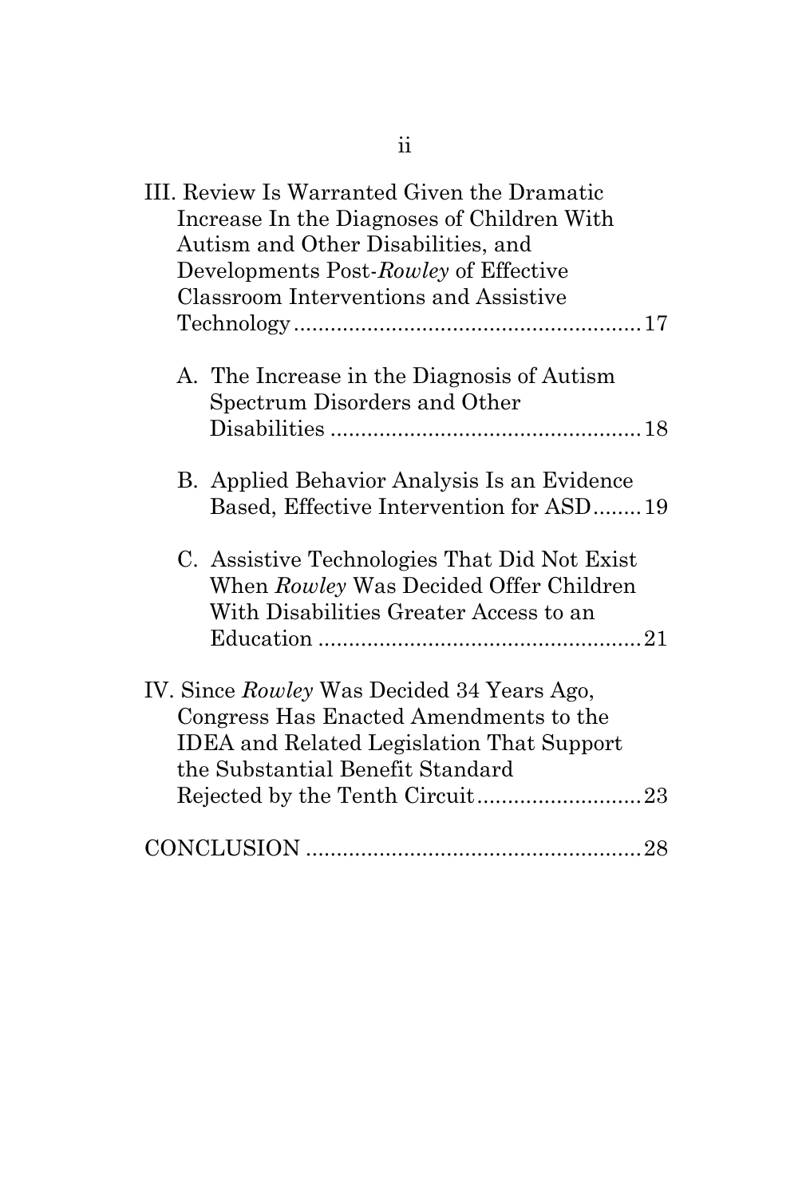III. Review Is Warranted Given the Dramatic Increase In the Diagnoses of Children With Autism and Other Disabilities, and Developments Post-*Rowley* of Effective Classroom Interventions and Assistive Technology ........................................................ 17

  A. The Increase in the Diagnosis of Autism Spectrum Disorders and Other Disabilities .................................................. 18

  B. Applied Behavior Analysis Is an Evidence Based, Effective Intervention for ASD ........ 19

  C. Assistive Technologies That Did Not Exist When *Rowley* Was Decided Offer Children With Disabilities Greater Access to an Education .................................................... 21

IV. Since *Rowley* Was Decided 34 Years Ago, Congress Has Enacted Amendments to the IDEA and Related Legislation That Support the Substantial Benefit Standard Rejected by the Tenth Circuit ........................... 23

CONCLUSION ...................................................... 28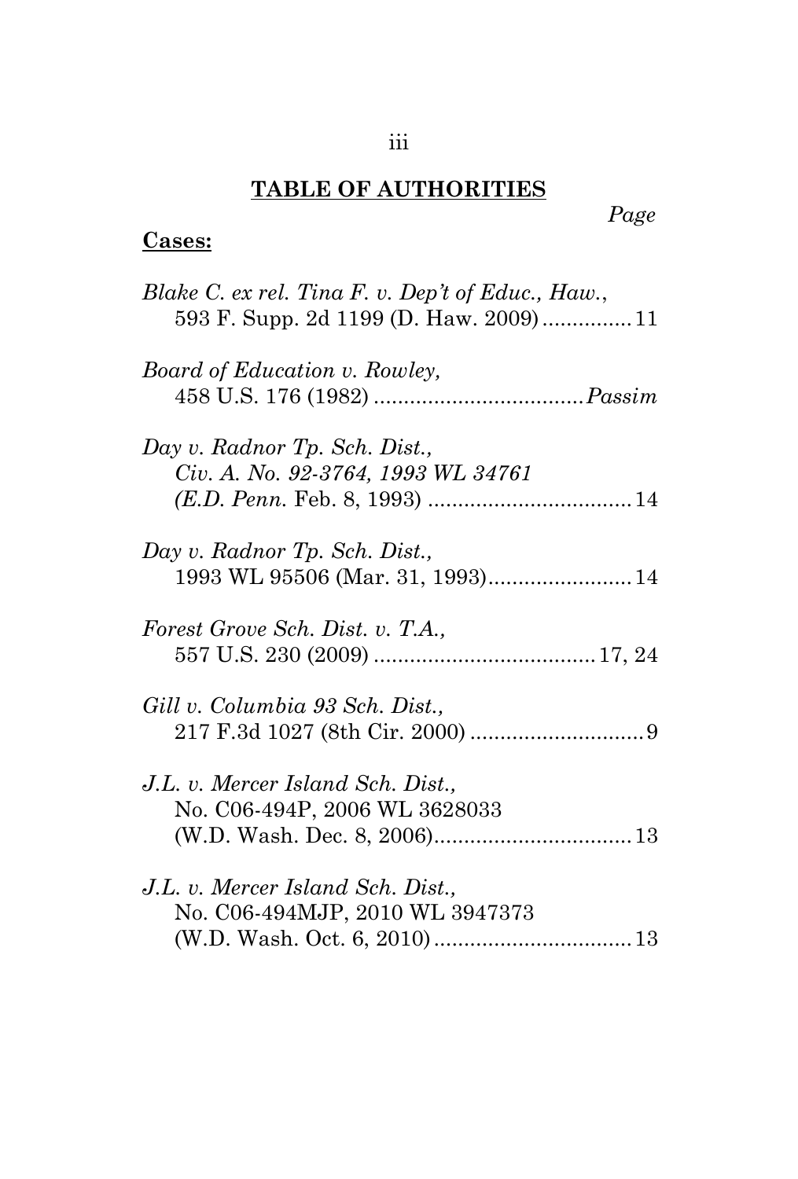## TABLE OF AUTHORITIES

*Page*

**Cases:**

*Blake C. ex rel. Tina F. v. Dep't of Educ., Haw.*, 593 F. Supp. 2d 1199 (D. Haw. 2009) ............... 11

*Board of Education v. Rowley,* 458 U.S. 176 (1982) .................................. *Passim*

*Day v. Radnor Tp. Sch. Dist., Civ. A. No. 92-3764, 1993 WL 34761 (E.D. Penn.* Feb. 8, 1993) .................................. 14

*Day v. Radnor Tp. Sch. Dist.,* 1993 WL 95506 (Mar. 31, 1993)........................ 14

*Forest Grove Sch. Dist. v. T.A.,* 557 U.S. 230 (2009) ..................................... 17, 24

*Gill v. Columbia 93 Sch. Dist.,* 217 F.3d 1027 (8th Cir. 2000) ............................. 9

*J.L. v. Mercer Island Sch. Dist.,* No. C06-494P, 2006 WL 3628033 (W.D. Wash. Dec. 8, 2006)................................. 13

*J.L. v. Mercer Island Sch. Dist.,* No. C06-494MJP, 2010 WL 3947373 (W.D. Wash. Oct. 6, 2010) ................................. 13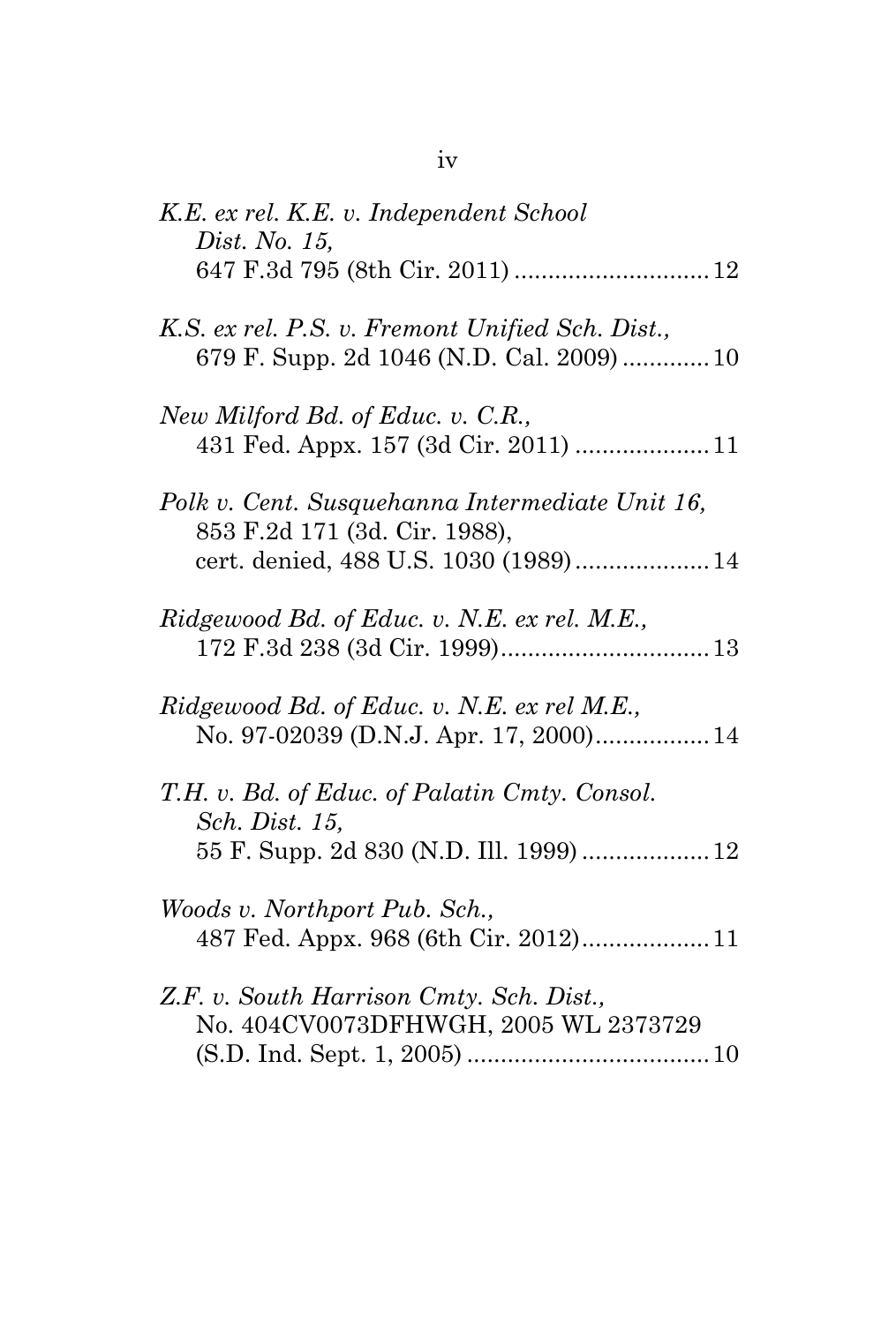*K.E. ex rel. K.E. v. Independent School Dist. No. 15,*
647 F.3d 795 (8th Cir. 2011) ............................ 12

*K.S. ex rel. P.S. v. Fremont Unified Sch. Dist.,*
679 F. Supp. 2d 1046 (N.D. Cal. 2009) ............ 10

*New Milford Bd. of Educ. v. C.R.,*
431 Fed. Appx. 157 (3d Cir. 2011) ................... 11

*Polk v. Cent. Susquehanna Intermediate Unit 16,*
853 F.2d 171 (3d. Cir. 1988),
cert. denied, 488 U.S. 1030 (1989) ................... 14

*Ridgewood Bd. of Educ. v. N.E. ex rel. M.E.,*
172 F.3d 238 (3d Cir. 1999).............................. 13

*Ridgewood Bd. of Educ. v. N.E. ex rel M.E.,*
No. 97-02039 (D.N.J. Apr. 17, 2000)................. 14

*T.H. v. Bd. of Educ. of Palatin Cmty. Consol. Sch. Dist. 15,*
55 F. Supp. 2d 830 (N.D. Ill. 1999) .................. 12

*Woods v. Northport Pub. Sch.,*
487 Fed. Appx. 968 (6th Cir. 2012).................. 11

*Z.F. v. South Harrison Cmty. Sch. Dist.,*
No. 404CV0073DFHWGH, 2005 WL 2373729
(S.D. Ind. Sept. 1, 2005) ................................... 10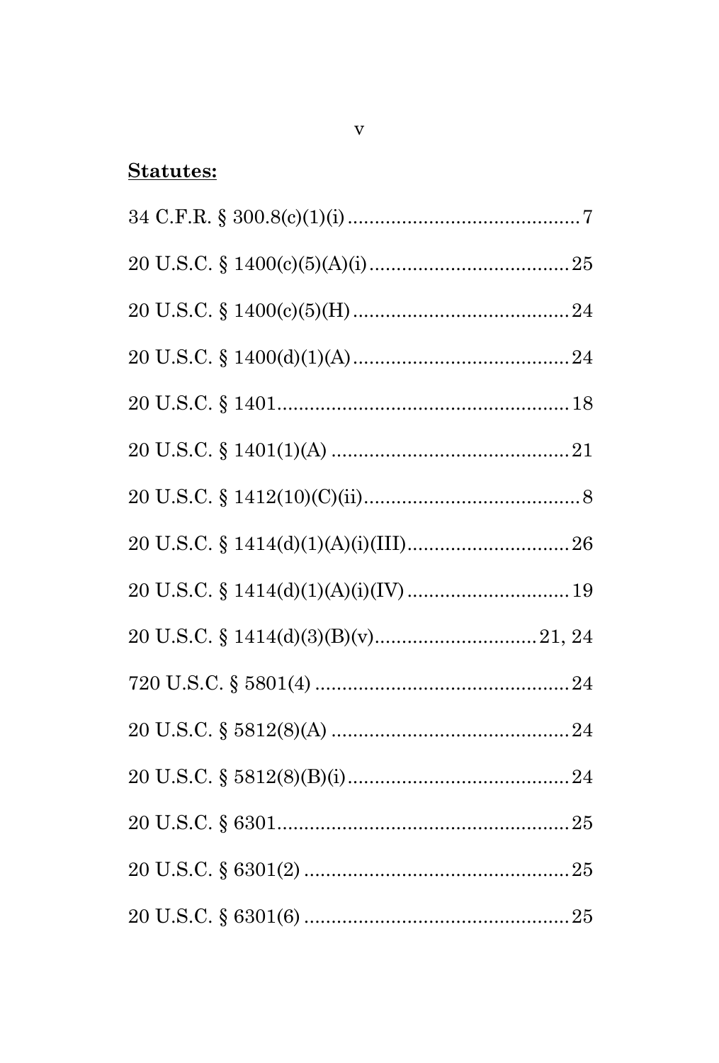**Statutes:**

34 C.F.R. § 300.8(c)(1)(i) .......................................... 7

20 U.S.C. § 1400(c)(5)(A)(i) .................................... 25

20 U.S.C. § 1400(c)(5)(H) ....................................... 24

20 U.S.C. § 1400(d)(1)(A) ....................................... 24

20 U.S.C. § 1401 ..................................................... 18

20 U.S.C. § 1401(1)(A) ........................................... 21

20 U.S.C. § 1412(10)(C)(ii) ........................................ 8

20 U.S.C. § 1414(d)(1)(A)(i)(III) ............................. 26

20 U.S.C. § 1414(d)(1)(A)(i)(IV) ............................. 19

20 U.S.C. § 1414(d)(3)(B)(v) ............................. 21, 24

720 U.S.C. § 5801(4) ............................................... 24

20 U.S.C. § 5812(8)(A) ........................................... 24

20 U.S.C. § 5812(8)(B)(i) ........................................ 24

20 U.S.C. § 6301 ..................................................... 25

20 U.S.C. § 6301(2) ................................................. 25

20 U.S.C. § 6301(6) ................................................. 25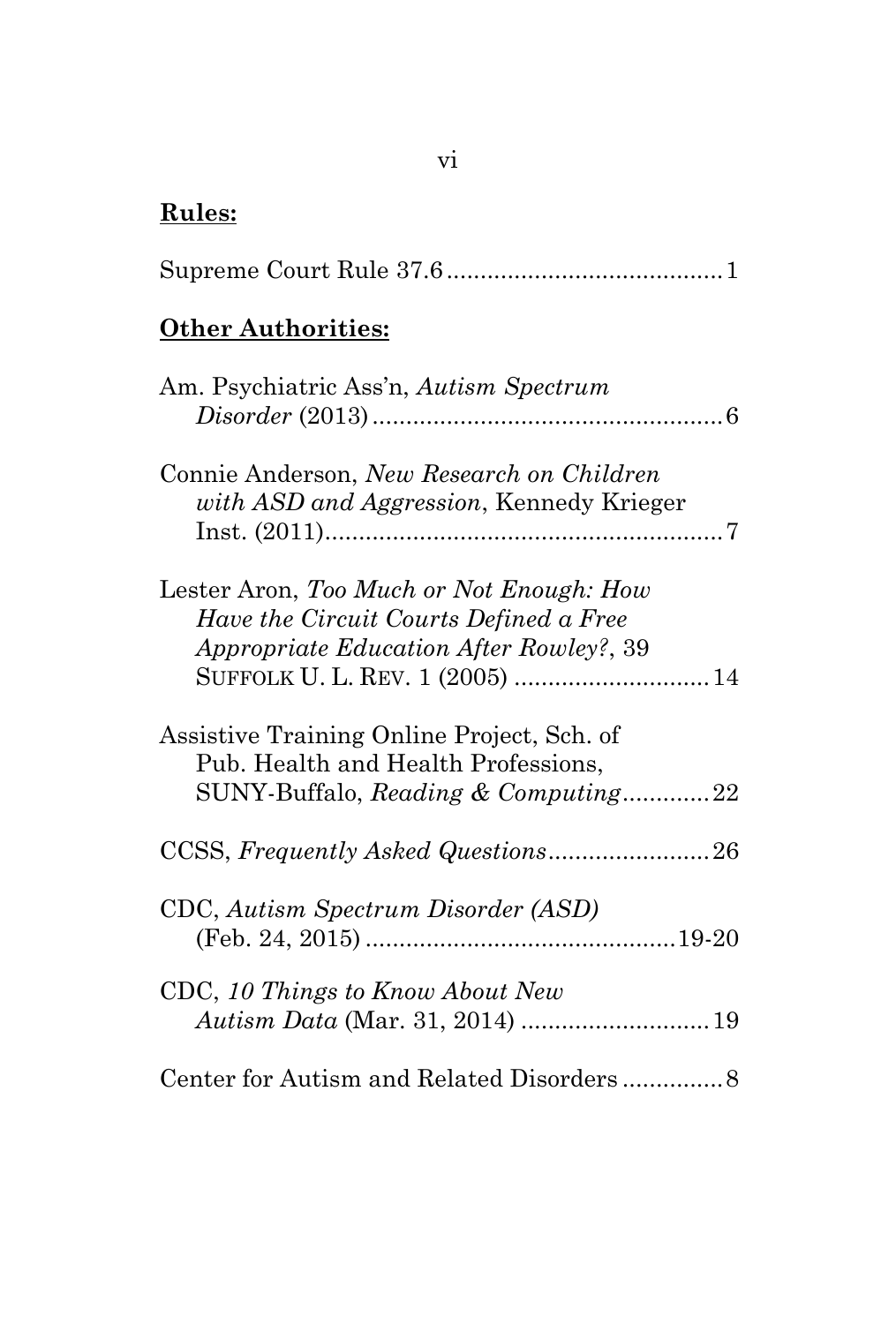**Rules:**

Supreme Court Rule 37.6 ........................................ 1

**Other Authorities:**

Am. Psychiatric Ass'n, *Autism Spectrum Disorder* (2013) .................................................... 6

Connie Anderson, *New Research on Children with ASD and Aggression*, Kennedy Krieger Inst. (2011) ........................................................... 7

Lester Aron, *Too Much or Not Enough: How Have the Circuit Courts Defined a Free Appropriate Education After Rowley?*, 39 SUFFOLK U. L. REV. 1 (2005) ............................ 14

Assistive Training Online Project, Sch. of Pub. Health and Health Professions, SUNY-Buffalo, *Reading & Computing* ............ 22

CCSS, *Frequently Asked Questions* ........................ 26

CDC, *Autism Spectrum Disorder (ASD)* (Feb. 24, 2015) ............................................. 19-20

CDC, *10 Things to Know About New Autism Data* (Mar. 31, 2014) ............................ 19

Center for Autism and Related Disorders .............. 8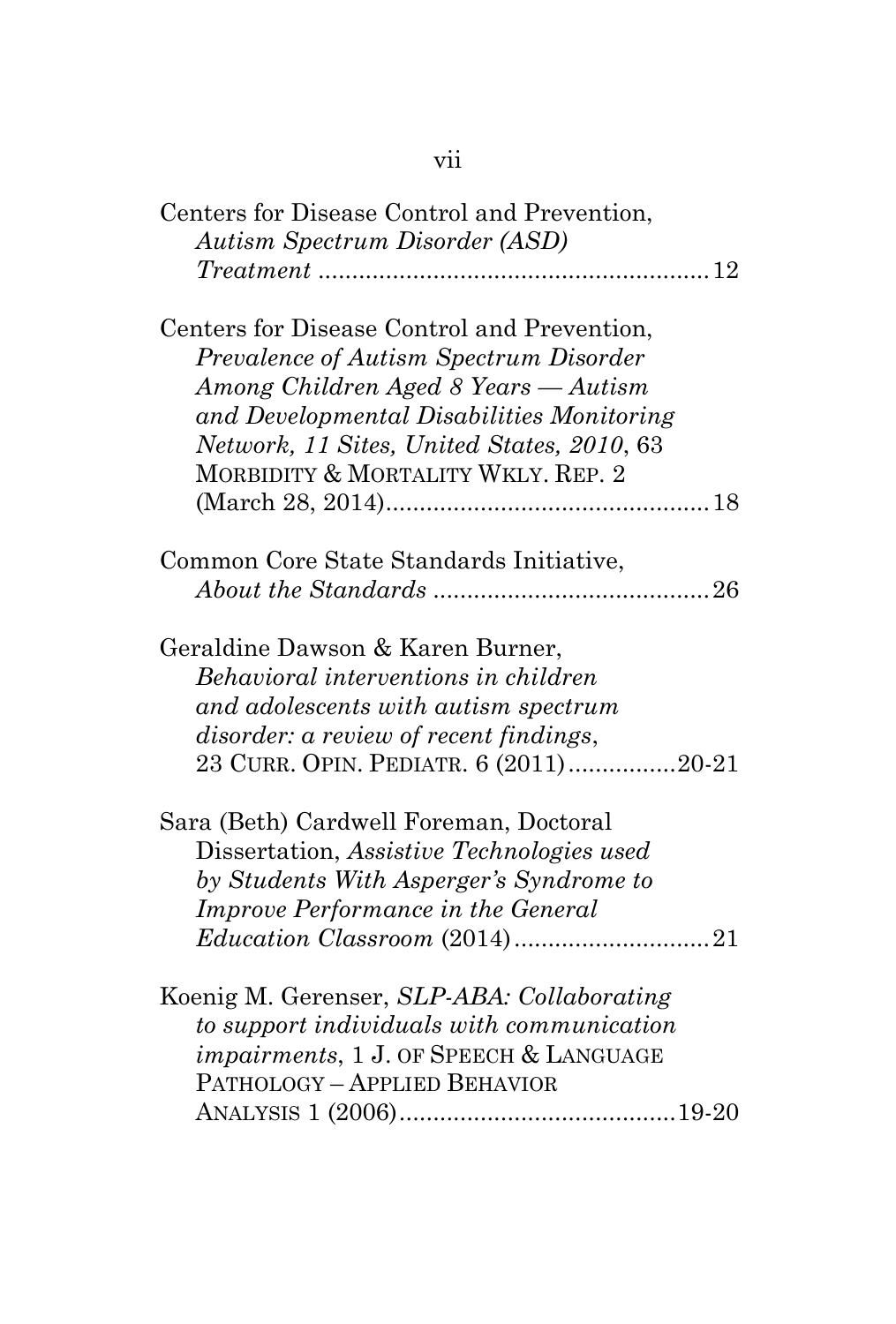Centers for Disease Control and Prevention, *Autism Spectrum Disorder (ASD) Treatment* .......................................................... 12

Centers for Disease Control and Prevention, *Prevalence of Autism Spectrum Disorder Among Children Aged 8 Years — Autism and Developmental Disabilities Monitoring Network, 11 Sites, United States, 2010*, 63 MORBIDITY & MORTALITY WKLY. REP. 2 (March 28, 2014)................................................ 18

Common Core State Standards Initiative, *About the Standards* ......................................... 26

Geraldine Dawson & Karen Burner, *Behavioral interventions in children and adolescents with autism spectrum disorder: a review of recent findings*, 23 CURR. OPIN. PEDIATR. 6 (2011)................20-21

Sara (Beth) Cardwell Foreman, Doctoral Dissertation, *Assistive Technologies used by Students With Asperger's Syndrome to Improve Performance in the General Education Classroom* (2014)............................ 21

Koenig M. Gerenser, *SLP-ABA: Collaborating to support individuals with communication impairments*, 1 J. OF SPEECH & LANGUAGE PATHOLOGY – APPLIED BEHAVIOR ANALYSIS 1 (2006).........................................19-20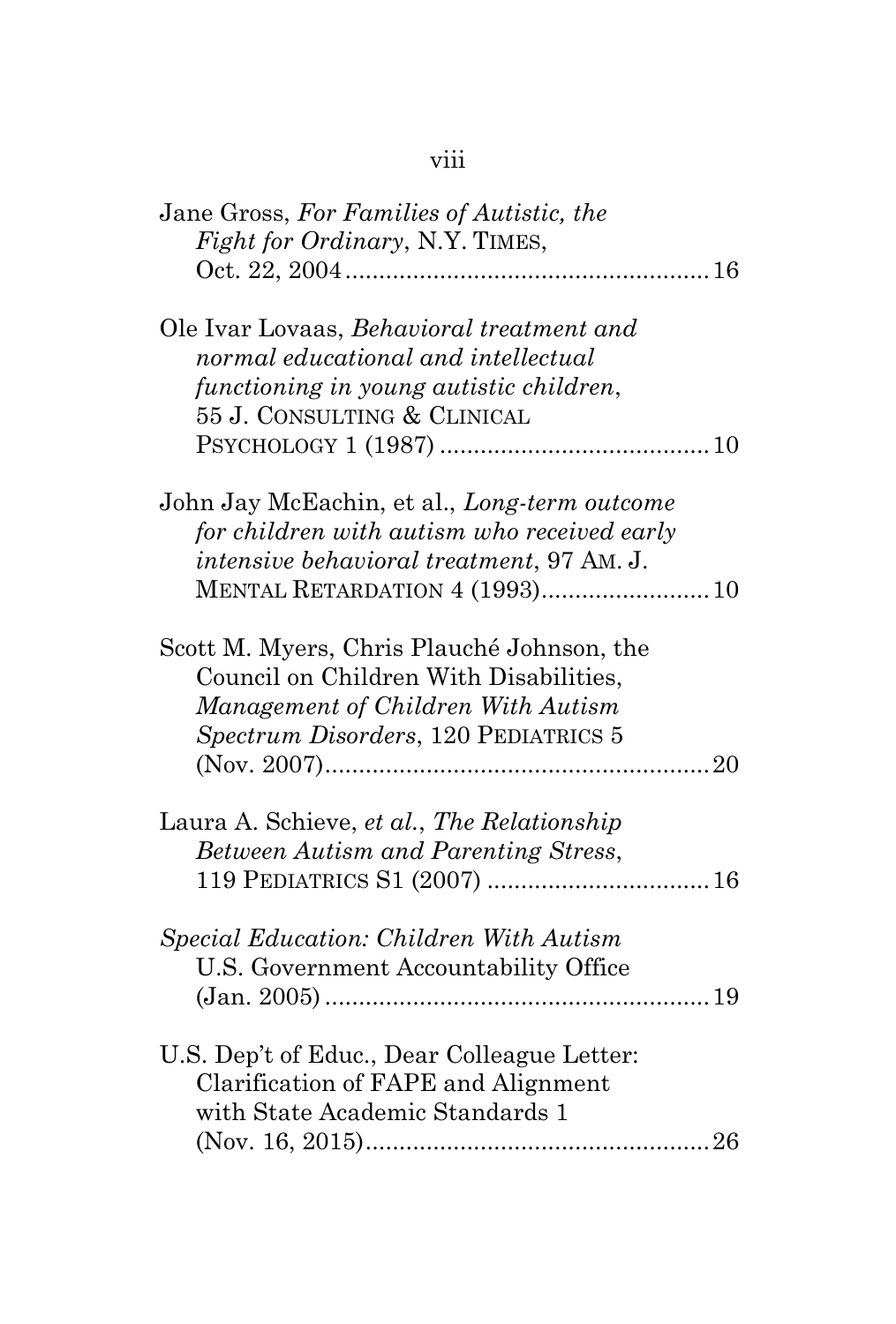Jane Gross, *For Families of Autistic, the Fight for Ordinary*, N.Y. TIMES, Oct. 22, 2004 ...................................................... 16

Ole Ivar Lovaas, *Behavioral treatment and normal educational and intellectual functioning in young autistic children*, 55 J. CONSULTING & CLINICAL PSYCHOLOGY 1 (1987) ........................................ 10

John Jay McEachin, et al., *Long-term outcome for children with autism who received early intensive behavioral treatment*, 97 AM. J. MENTAL RETARDATION 4 (1993)......................... 10

Scott M. Myers, Chris Plauché Johnson, the Council on Children With Disabilities, *Management of Children With Autism Spectrum Disorders*, 120 PEDIATRICS 5 (Nov. 2007).......................................................... 20

Laura A. Schieve, *et al.*, *The Relationship Between Autism and Parenting Stress*, 119 PEDIATRICS S1 (2007) ................................. 16

*Special Education: Children With Autism* U.S. Government Accountability Office (Jan. 2005) .......................................................... 19

U.S. Dep't of Educ., Dear Colleague Letter: Clarification of FAPE and Alignment with State Academic Standards 1 (Nov. 16, 2015)................................................... 26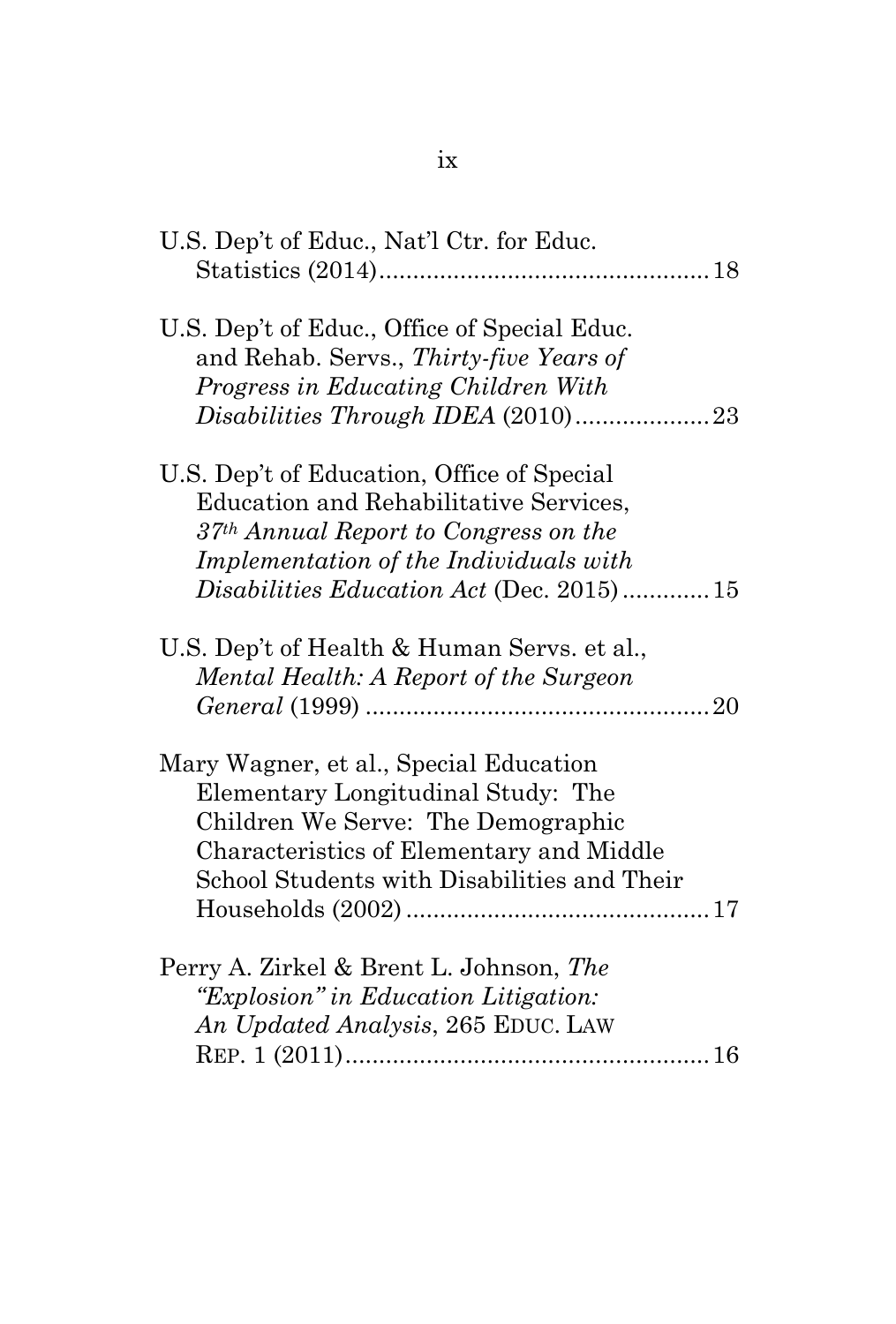U.S. Dep't of Educ., Nat'l Ctr. for Educ. Statistics (2014) .................................................. 18

U.S. Dep't of Educ., Office of Special Educ. and Rehab. Servs., *Thirty-five Years of Progress in Educating Children With Disabilities Through IDEA* (2010) .................... 23

U.S. Dep't of Education, Office of Special Education and Rehabilitative Services, *37th Annual Report to Congress on the Implementation of the Individuals with Disabilities Education Act* (Dec. 2015) ............. 15

U.S. Dep't of Health & Human Servs. et al., *Mental Health: A Report of the Surgeon General* (1999) .................................................... 20

Mary Wagner, et al., Special Education Elementary Longitudinal Study: The Children We Serve: The Demographic Characteristics of Elementary and Middle School Students with Disabilities and Their Households (2002) ............................................. 17

Perry A. Zirkel & Brent L. Johnson, *The "Explosion" in Education Litigation: An Updated Analysis*, 265 EDUC. LAW REP. 1 (2011) ...................................................... 16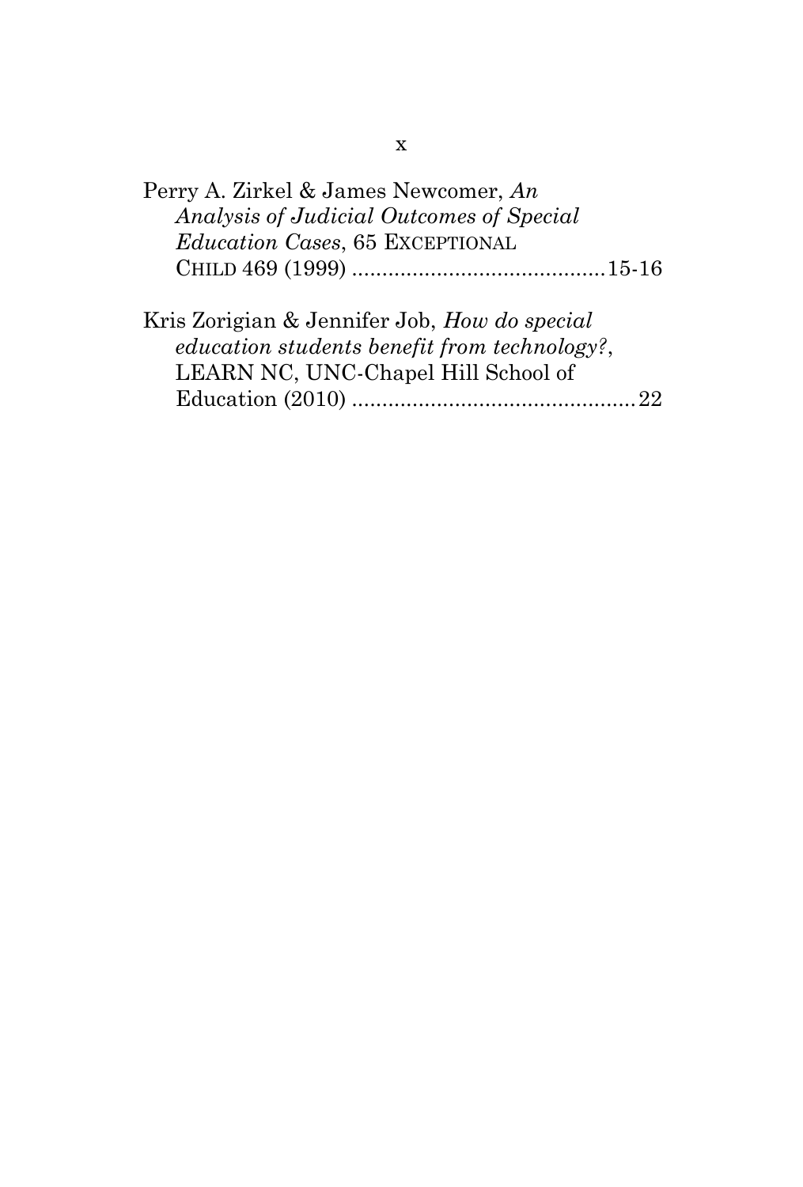Perry A. Zirkel & James Newcomer, *An Analysis of Judicial Outcomes of Special Education Cases*, 65 EXCEPTIONAL CHILD 469 (1999) ..........................................15-16

Kris Zorigian & Jennifer Job, *How do special education students benefit from technology?*, LEARN NC, UNC-Chapel Hill School of Education (2010) ...............................................22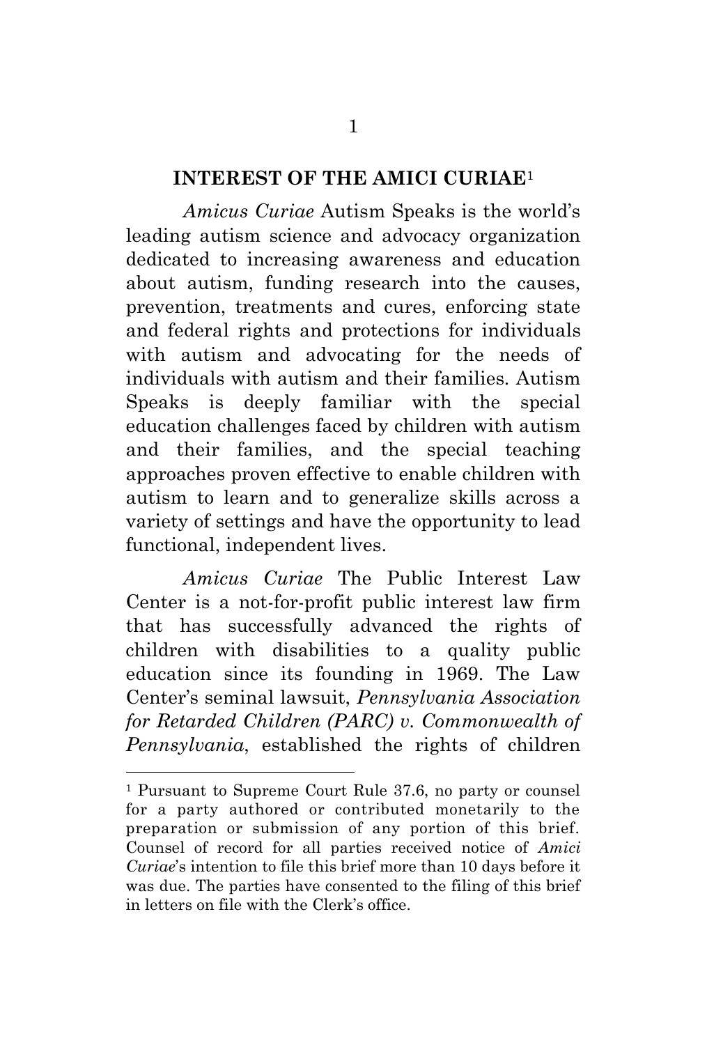## INTEREST OF THE AMICI CURIAE[1]

*Amicus Curiae* Autism Speaks is the world's leading autism science and advocacy organization dedicated to increasing awareness and education about autism, funding research into the causes, prevention, treatments and cures, enforcing state and federal rights and protections for individuals with autism and advocating for the needs of individuals with autism and their families. Autism Speaks is deeply familiar with the special education challenges faced by children with autism and their families, and the special teaching approaches proven effective to enable children with autism to learn and to generalize skills across a variety of settings and have the opportunity to lead functional, independent lives.

*Amicus Curiae* The Public Interest Law Center is a not-for-profit public interest law firm that has successfully advanced the rights of children with disabilities to a quality public education since its founding in 1969. The Law Center's seminal lawsuit, *Pennsylvania Association for Retarded Children (PARC) v. Commonwealth of Pennsylvania*, established the rights of children

---

[1] Pursuant to Supreme Court Rule 37.6, no party or counsel for a party authored or contributed monetarily to the preparation or submission of any portion of this brief. Counsel of record for all parties received notice of *Amici Curiae*'s intention to file this brief more than 10 days before it was due. The parties have consented to the filing of this brief in letters on file with the Clerk's office.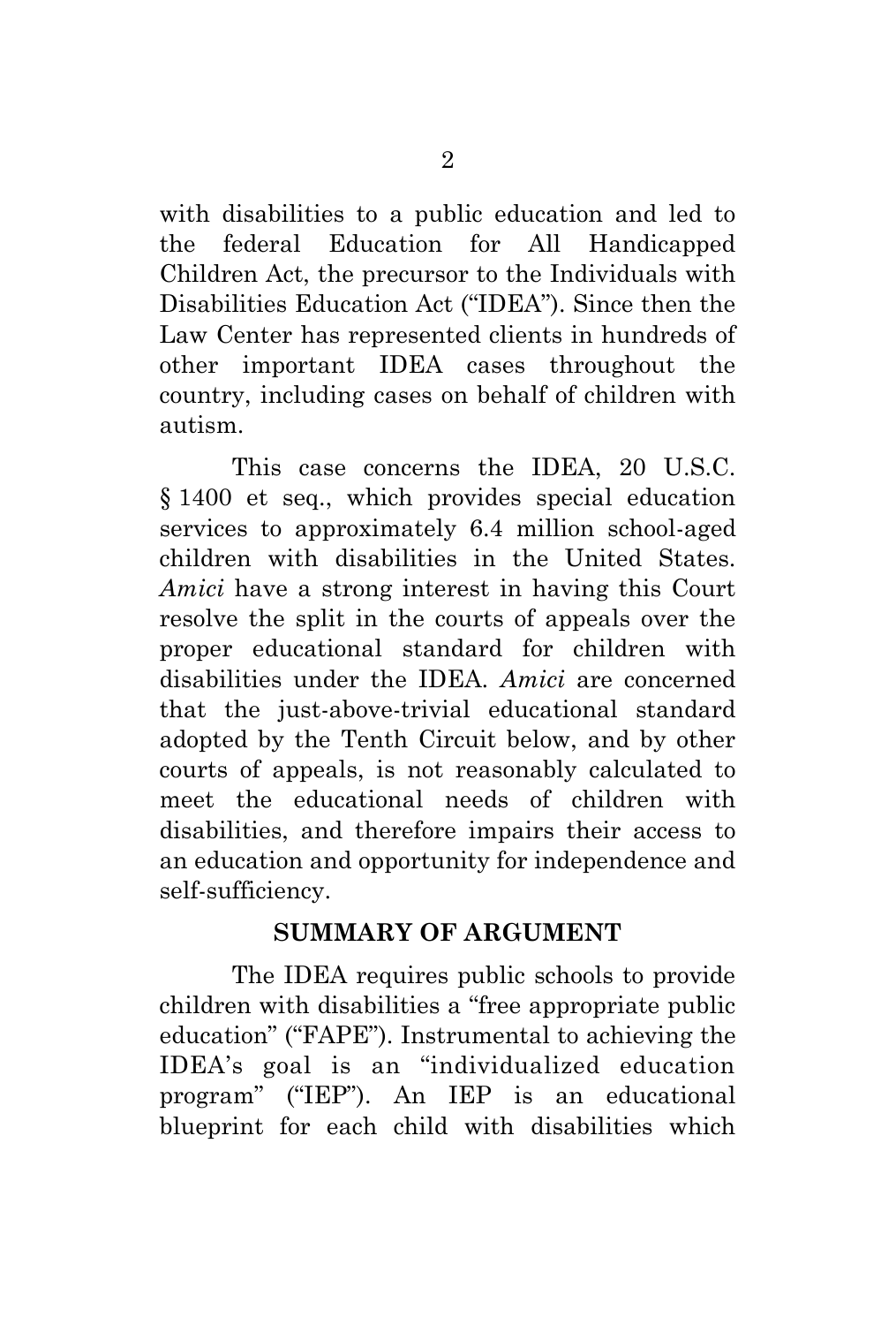with disabilities to a public education and led to the federal Education for All Handicapped Children Act, the precursor to the Individuals with Disabilities Education Act ("IDEA"). Since then the Law Center has represented clients in hundreds of other important IDEA cases throughout the country, including cases on behalf of children with autism.

This case concerns the IDEA, 20 U.S.C. § 1400 et seq., which provides special education services to approximately 6.4 million school-aged children with disabilities in the United States. *Amici* have a strong interest in having this Court resolve the split in the courts of appeals over the proper educational standard for children with disabilities under the IDEA. *Amici* are concerned that the just-above-trivial educational standard adopted by the Tenth Circuit below, and by other courts of appeals, is not reasonably calculated to meet the educational needs of children with disabilities, and therefore impairs their access to an education and opportunity for independence and self-sufficiency.

## SUMMARY OF ARGUMENT

The IDEA requires public schools to provide children with disabilities a "free appropriate public education" ("FAPE"). Instrumental to achieving the IDEA's goal is an "individualized education program" ("IEP"). An IEP is an educational blueprint for each child with disabilities which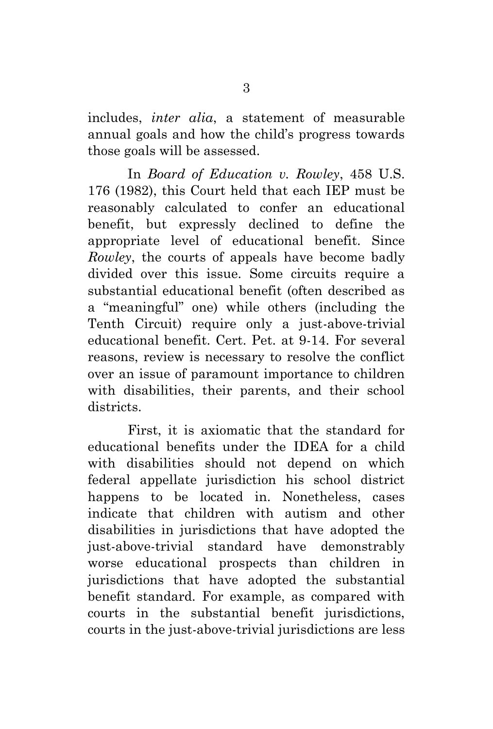includes, *inter alia*, a statement of measurable annual goals and how the child's progress towards those goals will be assessed.

In *Board of Education v. Rowley*, 458 U.S. 176 (1982), this Court held that each IEP must be reasonably calculated to confer an educational benefit, but expressly declined to define the appropriate level of educational benefit. Since *Rowley*, the courts of appeals have become badly divided over this issue. Some circuits require a substantial educational benefit (often described as a "meaningful" one) while others (including the Tenth Circuit) require only a just-above-trivial educational benefit. Cert. Pet. at 9-14. For several reasons, review is necessary to resolve the conflict over an issue of paramount importance to children with disabilities, their parents, and their school districts.

First, it is axiomatic that the standard for educational benefits under the IDEA for a child with disabilities should not depend on which federal appellate jurisdiction his school district happens to be located in. Nonetheless, cases indicate that children with autism and other disabilities in jurisdictions that have adopted the just-above-trivial standard have demonstrably worse educational prospects than children in jurisdictions that have adopted the substantial benefit standard. For example, as compared with courts in the substantial benefit jurisdictions, courts in the just-above-trivial jurisdictions are less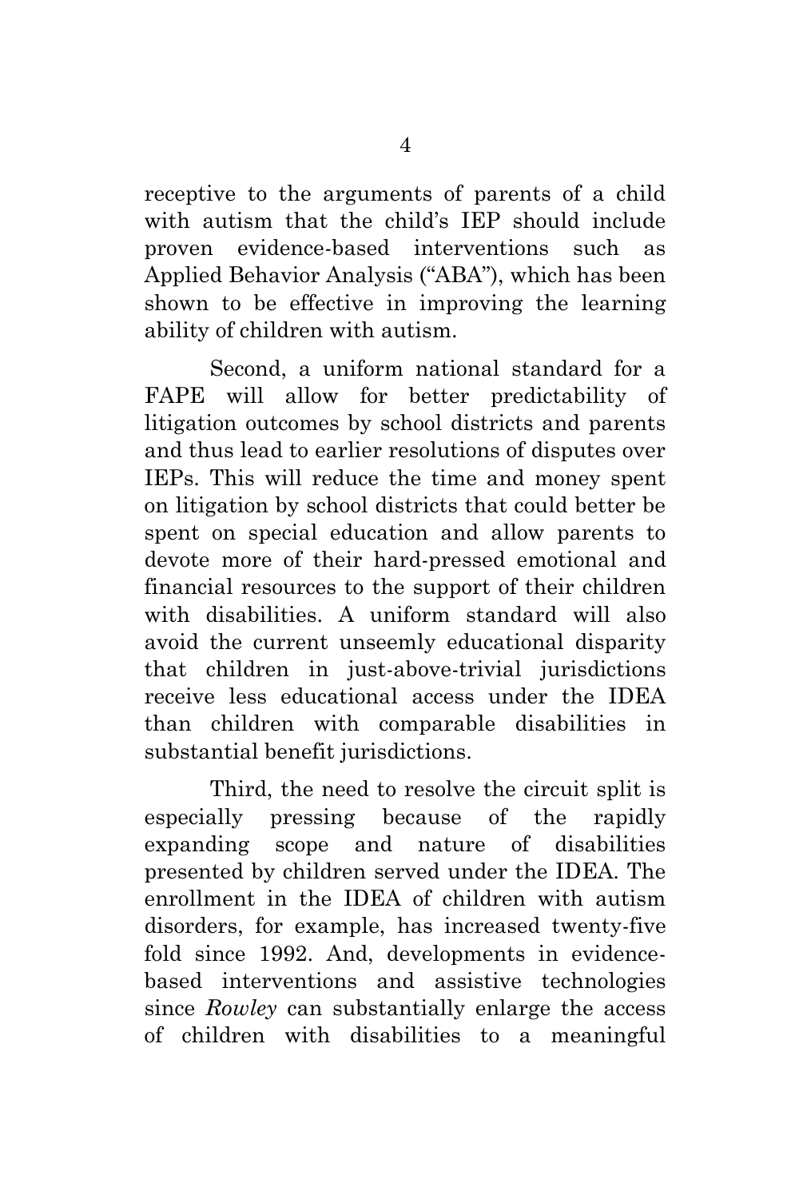receptive to the arguments of parents of a child with autism that the child's IEP should include proven evidence-based interventions such as Applied Behavior Analysis ("ABA"), which has been shown to be effective in improving the learning ability of children with autism.

Second, a uniform national standard for a FAPE will allow for better predictability of litigation outcomes by school districts and parents and thus lead to earlier resolutions of disputes over IEPs. This will reduce the time and money spent on litigation by school districts that could better be spent on special education and allow parents to devote more of their hard-pressed emotional and financial resources to the support of their children with disabilities. A uniform standard will also avoid the current unseemly educational disparity that children in just-above-trivial jurisdictions receive less educational access under the IDEA than children with comparable disabilities in substantial benefit jurisdictions.

Third, the need to resolve the circuit split is especially pressing because of the rapidly expanding scope and nature of disabilities presented by children served under the IDEA. The enrollment in the IDEA of children with autism disorders, for example, has increased twenty-five fold since 1992. And, developments in evidence-based interventions and assistive technologies since *Rowley* can substantially enlarge the access of children with disabilities to a meaningful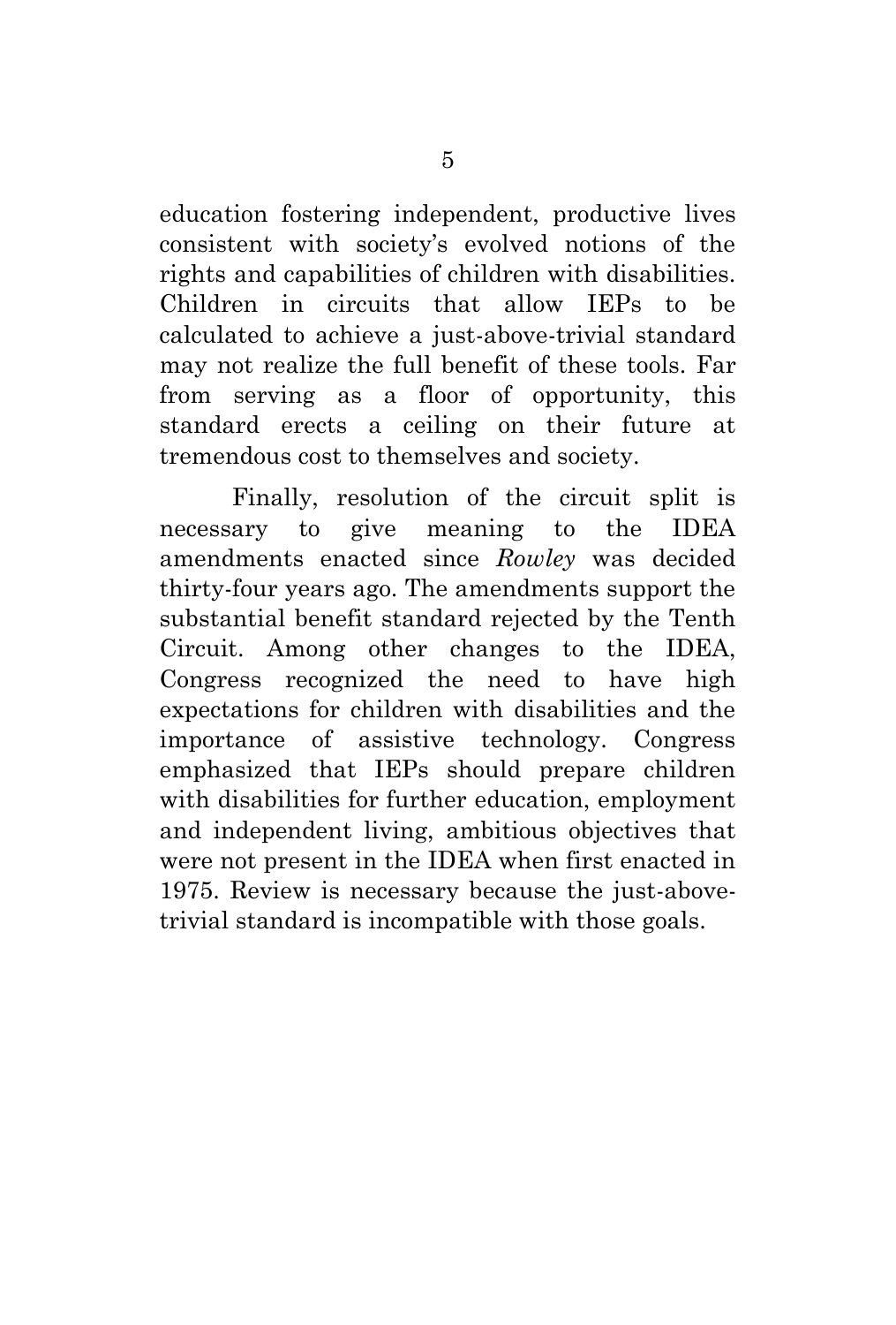education fostering independent, productive lives consistent with society's evolved notions of the rights and capabilities of children with disabilities. Children in circuits that allow IEPs to be calculated to achieve a just-above-trivial standard may not realize the full benefit of these tools. Far from serving as a floor of opportunity, this standard erects a ceiling on their future at tremendous cost to themselves and society.

Finally, resolution of the circuit split is necessary to give meaning to the IDEA amendments enacted since *Rowley* was decided thirty-four years ago. The amendments support the substantial benefit standard rejected by the Tenth Circuit. Among other changes to the IDEA, Congress recognized the need to have high expectations for children with disabilities and the importance of assistive technology. Congress emphasized that IEPs should prepare children with disabilities for further education, employment and independent living, ambitious objectives that were not present in the IDEA when first enacted in 1975. Review is necessary because the just-above-trivial standard is incompatible with those goals.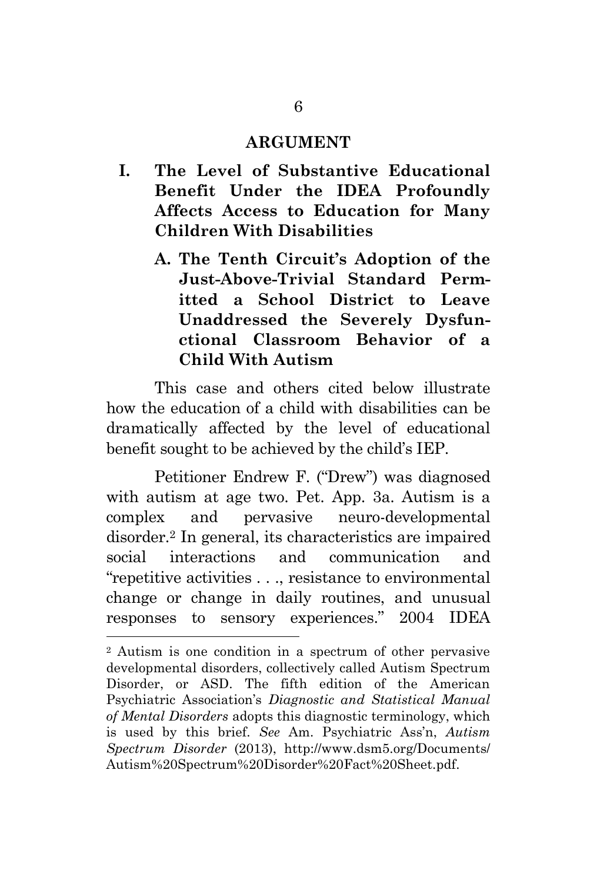# ARGUMENT

## I. The Level of Substantive Educational Benefit Under the IDEA Profoundly Affects Access to Education for Many Children With Disabilities

### A. The Tenth Circuit's Adoption of the Just-Above-Trivial Standard Permitted a School District to Leave Unaddressed the Severely Dysfunctional Classroom Behavior of a Child With Autism

This case and others cited below illustrate how the education of a child with disabilities can be dramatically affected by the level of educational benefit sought to be achieved by the child's IEP.

Petitioner Endrew F. ("Drew") was diagnosed with autism at age two. Pet. App. 3a. Autism is a complex and pervasive neuro-developmental disorder.[2] In general, its characteristics are impaired social interactions and communication and "repetitive activities . . ., resistance to environmental change or change in daily routines, and unusual responses to sensory experiences." 2004 IDEA

---

[2] Autism is one condition in a spectrum of other pervasive developmental disorders, collectively called Autism Spectrum Disorder, or ASD. The fifth edition of the American Psychiatric Association's *Diagnostic and Statistical Manual of Mental Disorders* adopts this diagnostic terminology, which is used by this brief. *See* Am. Psychiatric Ass'n, *Autism Spectrum Disorder* (2013), http://www.dsm5.org/Documents/Autism%20Spectrum%20Disorder%20Fact%20Sheet.pdf.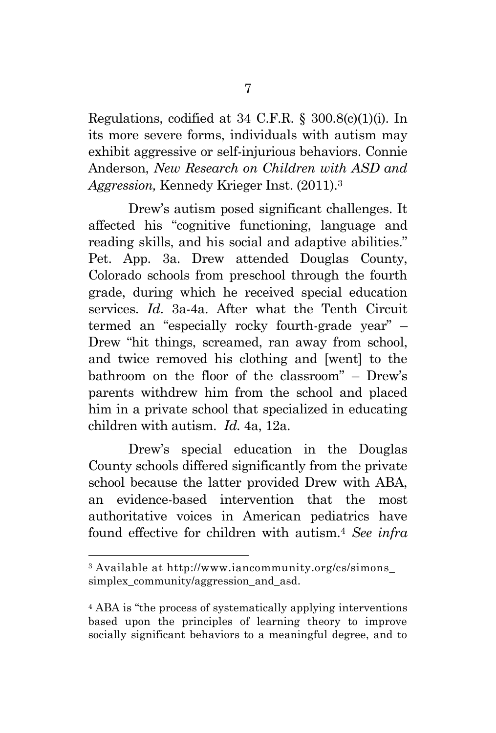Regulations, codified at 34 C.F.R. § 300.8(c)(1)(i). In its more severe forms, individuals with autism may exhibit aggressive or self-injurious behaviors. Connie Anderson, *New Research on Children with ASD and Aggression,* Kennedy Krieger Inst. (2011).[3]

Drew's autism posed significant challenges. It affected his "cognitive functioning, language and reading skills, and his social and adaptive abilities." Pet. App. 3a. Drew attended Douglas County, Colorado schools from preschool through the fourth grade, during which he received special education services. *Id.* 3a-4a. After what the Tenth Circuit termed an "especially rocky fourth-grade year" – Drew "hit things, screamed, ran away from school, and twice removed his clothing and [went] to the bathroom on the floor of the classroom" – Drew's parents withdrew him from the school and placed him in a private school that specialized in educating children with autism. *Id.* 4a, 12a.

Drew's special education in the Douglas County schools differed significantly from the private school because the latter provided Drew with ABA, an evidence-based intervention that the most authoritative voices in American pediatrics have found effective for children with autism.[4] *See infra*

---

[3] Available at http://www.iancommunity.org/cs/simons_simplex_community/aggression_and_asd.

[4] ABA is "the process of systematically applying interventions based upon the principles of learning theory to improve socially significant behaviors to a meaningful degree, and to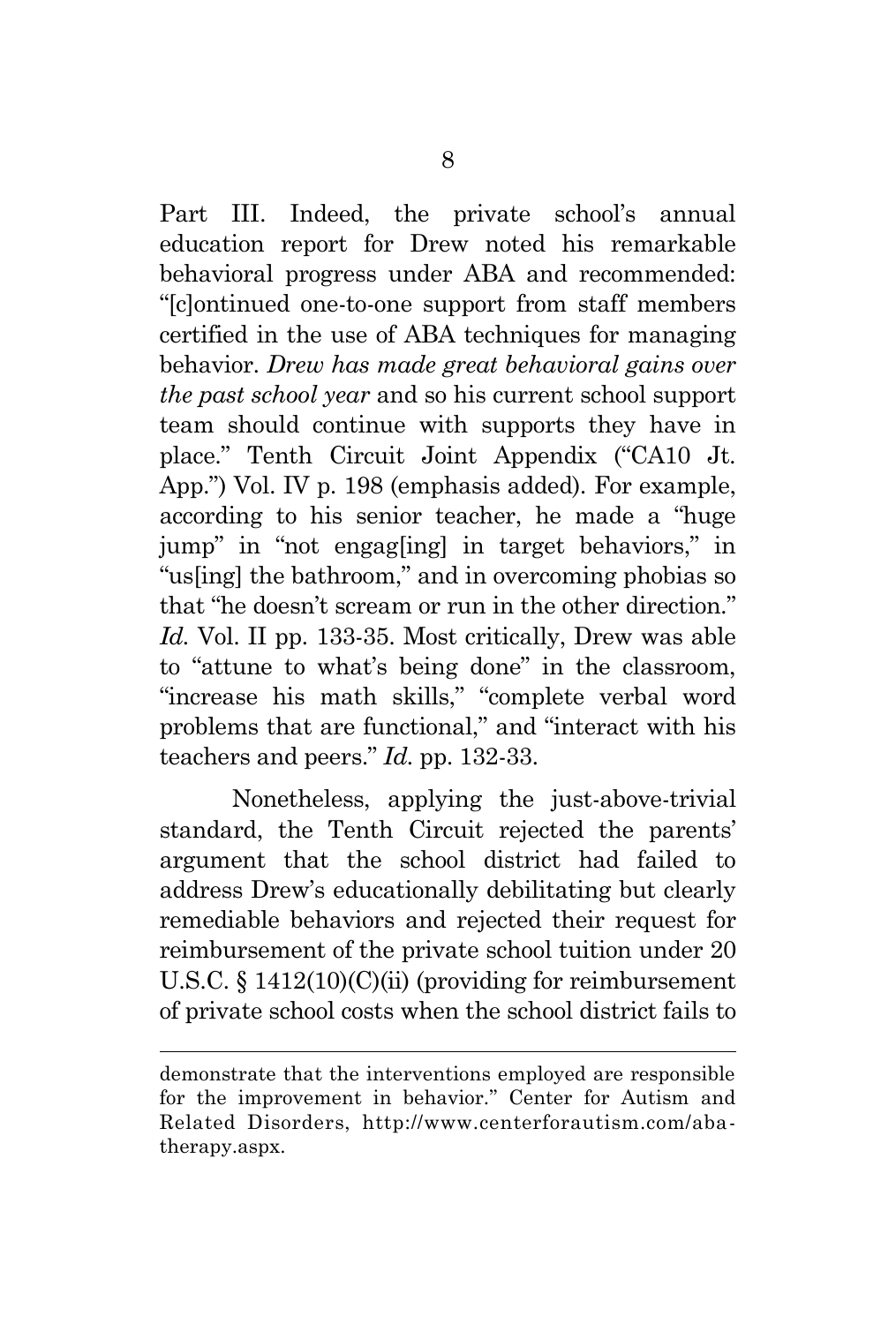Part III. Indeed, the private school's annual education report for Drew noted his remarkable behavioral progress under ABA and recommended: "[c]ontinued one-to-one support from staff members certified in the use of ABA techniques for managing behavior. *Drew has made great behavioral gains over the past school year* and so his current school support team should continue with supports they have in place." Tenth Circuit Joint Appendix ("CA10 Jt. App.") Vol. IV p. 198 (emphasis added). For example, according to his senior teacher, he made a "huge jump" in "not engag[ing] in target behaviors," in "us[ing] the bathroom," and in overcoming phobias so that "he doesn't scream or run in the other direction." *Id.* Vol. II pp. 133-35. Most critically, Drew was able to "attune to what's being done" in the classroom, "increase his math skills," "complete verbal word problems that are functional," and "interact with his teachers and peers." *Id.* pp. 132-33.

Nonetheless, applying the just-above-trivial standard, the Tenth Circuit rejected the parents' argument that the school district had failed to address Drew's educationally debilitating but clearly remediable behaviors and rejected their request for reimbursement of the private school tuition under 20 U.S.C. § 1412(10)(C)(ii) (providing for reimbursement of private school costs when the school district fails to

---

demonstrate that the interventions employed are responsible for the improvement in behavior." Center for Autism and Related Disorders, http://www.centerforautism.com/aba-therapy.aspx.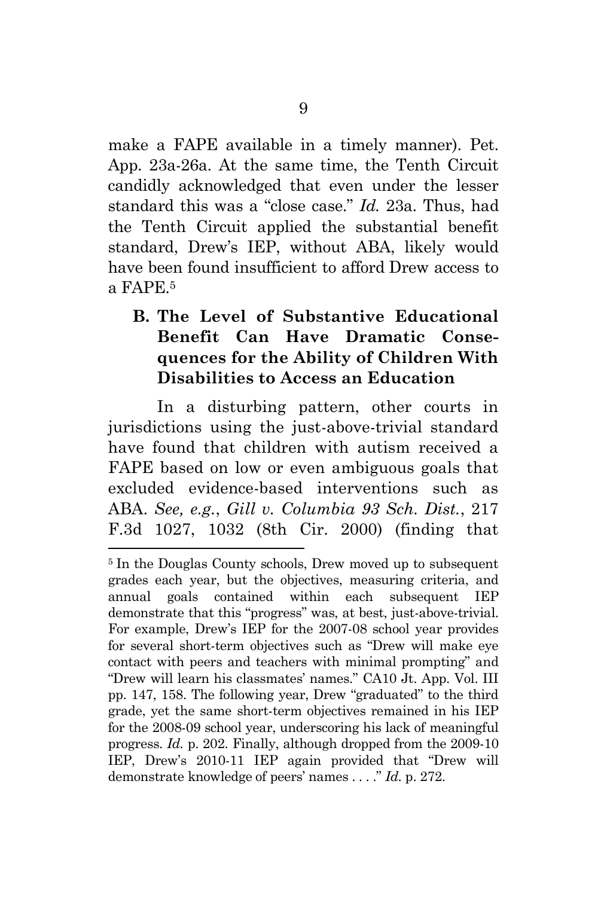make a FAPE available in a timely manner). Pet. App. 23a-26a. At the same time, the Tenth Circuit candidly acknowledged that even under the lesser standard this was a "close case." *Id.* 23a. Thus, had the Tenth Circuit applied the substantial benefit standard, Drew's IEP, without ABA, likely would have been found insufficient to afford Drew access to a FAPE.[5]

### B. The Level of Substantive Educational Benefit Can Have Dramatic Consequences for the Ability of Children With Disabilities to Access an Education

In a disturbing pattern, other courts in jurisdictions using the just-above-trivial standard have found that children with autism received a FAPE based on low or even ambiguous goals that excluded evidence-based interventions such as ABA. *See, e.g.*, *Gill v. Columbia 93 Sch. Dist.*, 217 F.3d 1027, 1032 (8th Cir. 2000) (finding that

---

[5] In the Douglas County schools, Drew moved up to subsequent grades each year, but the objectives, measuring criteria, and annual goals contained within each subsequent IEP demonstrate that this "progress" was, at best, just-above-trivial. For example, Drew's IEP for the 2007-08 school year provides for several short-term objectives such as "Drew will make eye contact with peers and teachers with minimal prompting" and "Drew will learn his classmates' names." CA10 Jt. App. Vol. III pp. 147, 158. The following year, Drew "graduated" to the third grade, yet the same short-term objectives remained in his IEP for the 2008-09 school year, underscoring his lack of meaningful progress. *Id.* p. 202. Finally, although dropped from the 2009-10 IEP, Drew's 2010-11 IEP again provided that "Drew will demonstrate knowledge of peers' names . . . ." *Id.* p. 272.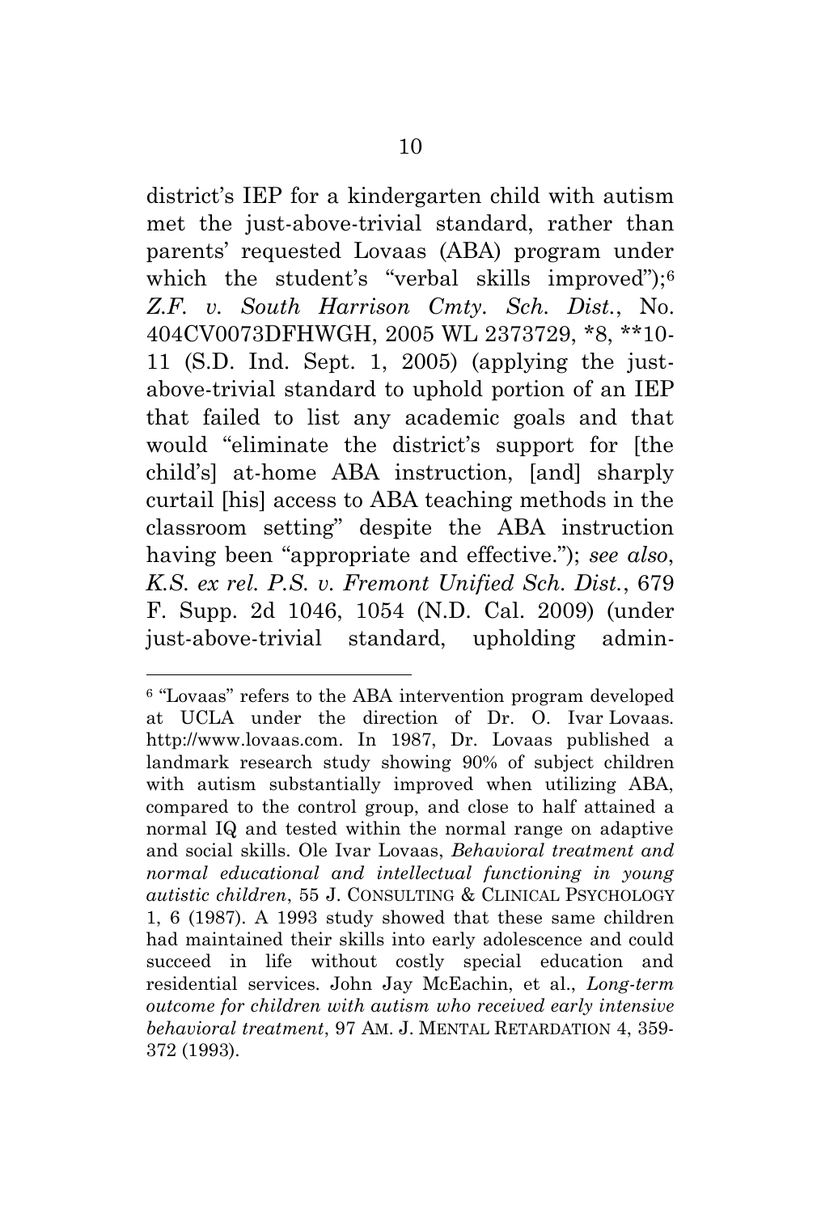district's IEP for a kindergarten child with autism met the just-above-trivial standard, rather than parents' requested Lovaas (ABA) program under which the student's "verbal skills improved");[6] *Z.F. v. South Harrison Cmty. Sch. Dist.*, No. 404CV0073DFHWGH, 2005 WL 2373729, *8, **10-11 (S.D. Ind. Sept. 1, 2005) (applying the just-above-trivial standard to uphold portion of an IEP that failed to list any academic goals and that would "eliminate the district's support for [the child's] at-home ABA instruction, [and] sharply curtail [his] access to ABA teaching methods in the classroom setting" despite the ABA instruction having been "appropriate and effective."); *see also*, *K.S. ex rel. P.S. v. Fremont Unified Sch. Dist.*, 679 F. Supp. 2d 1046, 1054 (N.D. Cal. 2009) (under just-above-trivial standard, upholding admin-

---

[6] "Lovaas" refers to the ABA intervention program developed at UCLA under the direction of Dr. O. Ivar Lovaas. http://www.lovaas.com. In 1987, Dr. Lovaas published a landmark research study showing 90% of subject children with autism substantially improved when utilizing ABA, compared to the control group, and close to half attained a normal IQ and tested within the normal range on adaptive and social skills. Ole Ivar Lovaas, *Behavioral treatment and normal educational and intellectual functioning in young autistic children*, 55 J. CONSULTING & CLINICAL PSYCHOLOGY 1, 6 (1987). A 1993 study showed that these same children had maintained their skills into early adolescence and could succeed in life without costly special education and residential services. John Jay McEachin, et al., *Long-term outcome for children with autism who received early intensive behavioral treatment*, 97 AM. J. MENTAL RETARDATION 4, 359-372 (1993).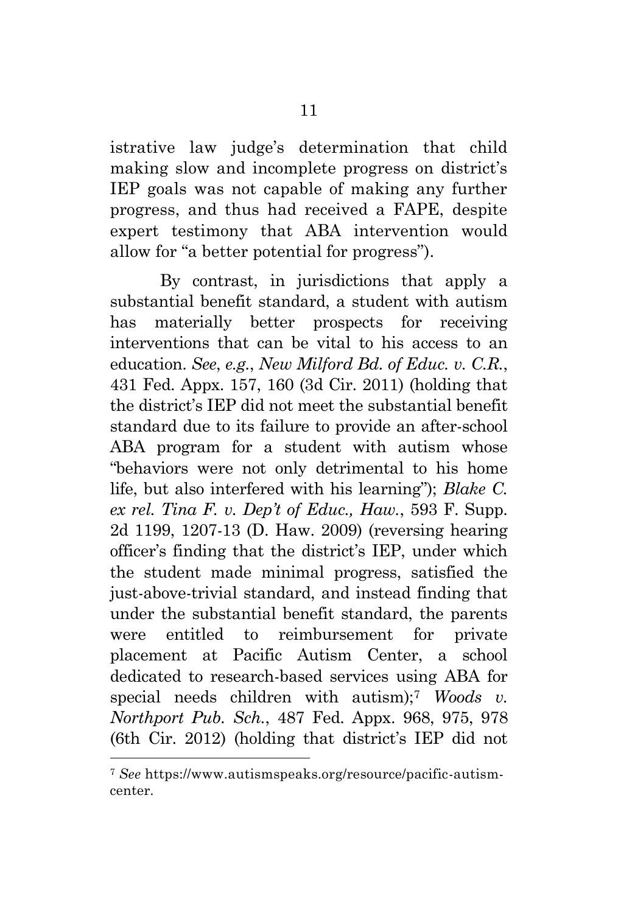istrative law judge's determination that child making slow and incomplete progress on district's IEP goals was not capable of making any further progress, and thus had received a FAPE, despite expert testimony that ABA intervention would allow for "a better potential for progress").

By contrast, in jurisdictions that apply a substantial benefit standard, a student with autism has materially better prospects for receiving interventions that can be vital to his access to an education. *See*, *e.g.*, *New Milford Bd. of Educ. v. C.R.*, 431 Fed. Appx. 157, 160 (3d Cir. 2011) (holding that the district's IEP did not meet the substantial benefit standard due to its failure to provide an after-school ABA program for a student with autism whose "behaviors were not only detrimental to his home life, but also interfered with his learning"); *Blake C. ex rel. Tina F. v. Dep't of Educ., Haw.*, 593 F. Supp. 2d 1199, 1207-13 (D. Haw. 2009) (reversing hearing officer's finding that the district's IEP, under which the student made minimal progress, satisfied the just-above-trivial standard, and instead finding that under the substantial benefit standard, the parents were entitled to reimbursement for private placement at Pacific Autism Center, a school dedicated to research-based services using ABA for special needs children with autism);[7] *Woods v. Northport Pub. Sch.*, 487 Fed. Appx. 968, 975, 978 (6th Cir. 2012) (holding that district's IEP did not

[7] *See* https://www.autismspeaks.org/resource/pacific-autism-center.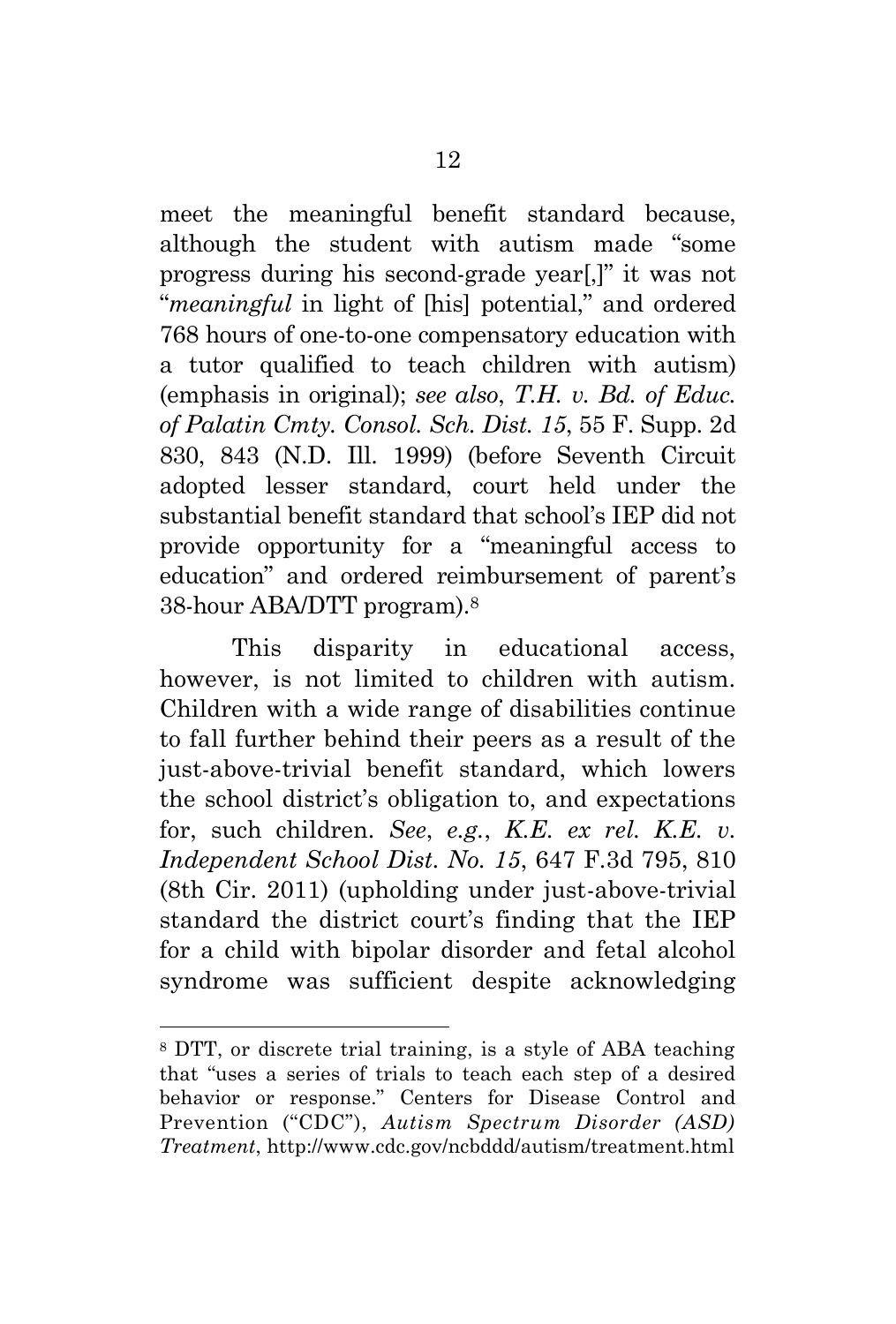meet the meaningful benefit standard because, although the student with autism made "some progress during his second-grade year[,]" it was not "*meaningful* in light of [his] potential," and ordered 768 hours of one-to-one compensatory education with a tutor qualified to teach children with autism) (emphasis in original); *see also*, *T.H. v. Bd. of Educ. of Palatin Cmty. Consol. Sch. Dist. 15*, 55 F. Supp. 2d 830, 843 (N.D. Ill. 1999) (before Seventh Circuit adopted lesser standard, court held under the substantial benefit standard that school's IEP did not provide opportunity for a "meaningful access to education" and ordered reimbursement of parent's 38-hour ABA/DTT program).[8]

This disparity in educational access, however, is not limited to children with autism. Children with a wide range of disabilities continue to fall further behind their peers as a result of the just-above-trivial benefit standard, which lowers the school district's obligation to, and expectations for, such children. *See*, *e.g.*, *K.E. ex rel. K.E. v. Independent School Dist. No. 15*, 647 F.3d 795, 810 (8th Cir. 2011) (upholding under just-above-trivial standard the district court's finding that the IEP for a child with bipolar disorder and fetal alcohol syndrome was sufficient despite acknowledging

---

[8] DTT, or discrete trial training, is a style of ABA teaching that "uses a series of trials to teach each step of a desired behavior or response." Centers for Disease Control and Prevention ("CDC"), *Autism Spectrum Disorder (ASD) Treatment*, http://www.cdc.gov/ncbddd/autism/treatment.html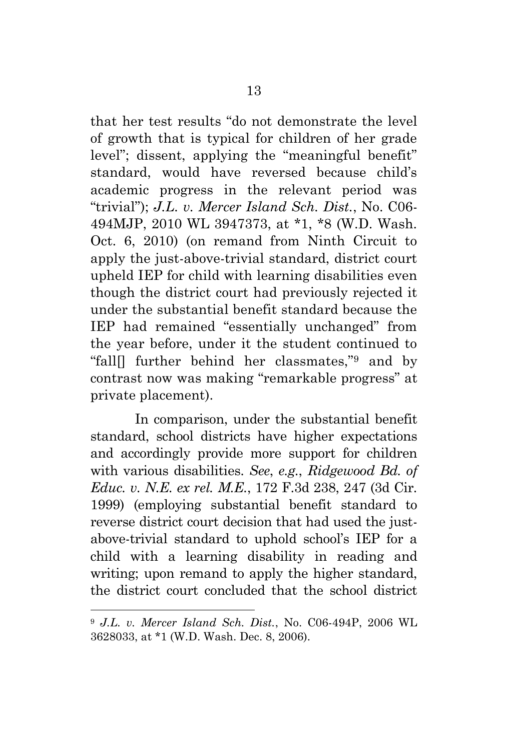that her test results "do not demonstrate the level of growth that is typical for children of her grade level"; dissent, applying the "meaningful benefit" standard, would have reversed because child's academic progress in the relevant period was "trivial"); *J.L. v. Mercer Island Sch. Dist.*, No. C06-494MJP, 2010 WL 3947373, at *1, *8 (W.D. Wash. Oct. 6, 2010) (on remand from Ninth Circuit to apply the just-above-trivial standard, district court upheld IEP for child with learning disabilities even though the district court had previously rejected it under the substantial benefit standard because the IEP had remained "essentially unchanged" from the year before, under it the student continued to "fall[] further behind her classmates,"[9] and by contrast now was making "remarkable progress" at private placement).

In comparison, under the substantial benefit standard, school districts have higher expectations and accordingly provide more support for children with various disabilities. *See*, *e.g.*, *Ridgewood Bd. of Educ. v. N.E. ex rel. M.E.*, 172 F.3d 238, 247 (3d Cir. 1999) (employing substantial benefit standard to reverse district court decision that had used the just-above-trivial standard to uphold school's IEP for a child with a learning disability in reading and writing; upon remand to apply the higher standard, the district court concluded that the school district

[9] *J.L. v. Mercer Island Sch. Dist.*, No. C06-494P, 2006 WL 3628033, at *1 (W.D. Wash. Dec. 8, 2006).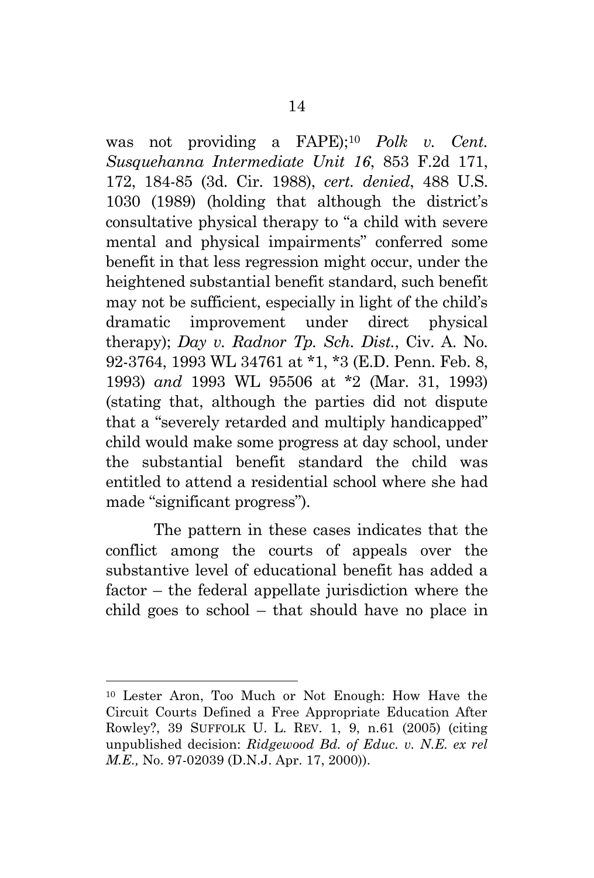was not providing a FAPE);[10] *Polk v. Cent. Susquehanna Intermediate Unit 16*, 853 F.2d 171, 172, 184-85 (3d. Cir. 1988), *cert. denied*, 488 U.S. 1030 (1989) (holding that although the district's consultative physical therapy to "a child with severe mental and physical impairments" conferred some benefit in that less regression might occur, under the heightened substantial benefit standard, such benefit may not be sufficient, especially in light of the child's dramatic improvement under direct physical therapy); *Day v. Radnor Tp. Sch. Dist.*, Civ. A. No. 92-3764, 1993 WL 34761 at *1, *3 (E.D. Penn. Feb. 8, 1993) *and* 1993 WL 95506 at *2 (Mar. 31, 1993) (stating that, although the parties did not dispute that a "severely retarded and multiply handicapped" child would make some progress at day school, under the substantial benefit standard the child was entitled to attend a residential school where she had made "significant progress").

The pattern in these cases indicates that the conflict among the courts of appeals over the substantive level of educational benefit has added a factor – the federal appellate jurisdiction where the child goes to school – that should have no place in

---

[10] Lester Aron, Too Much or Not Enough: How Have the Circuit Courts Defined a Free Appropriate Education After Rowley?, 39 SUFFOLK U. L. REV. 1, 9, n.61 (2005) (citing unpublished decision: *Ridgewood Bd. of Educ. v. N.E. ex rel M.E.,* No. 97-02039 (D.N.J. Apr. 17, 2000)).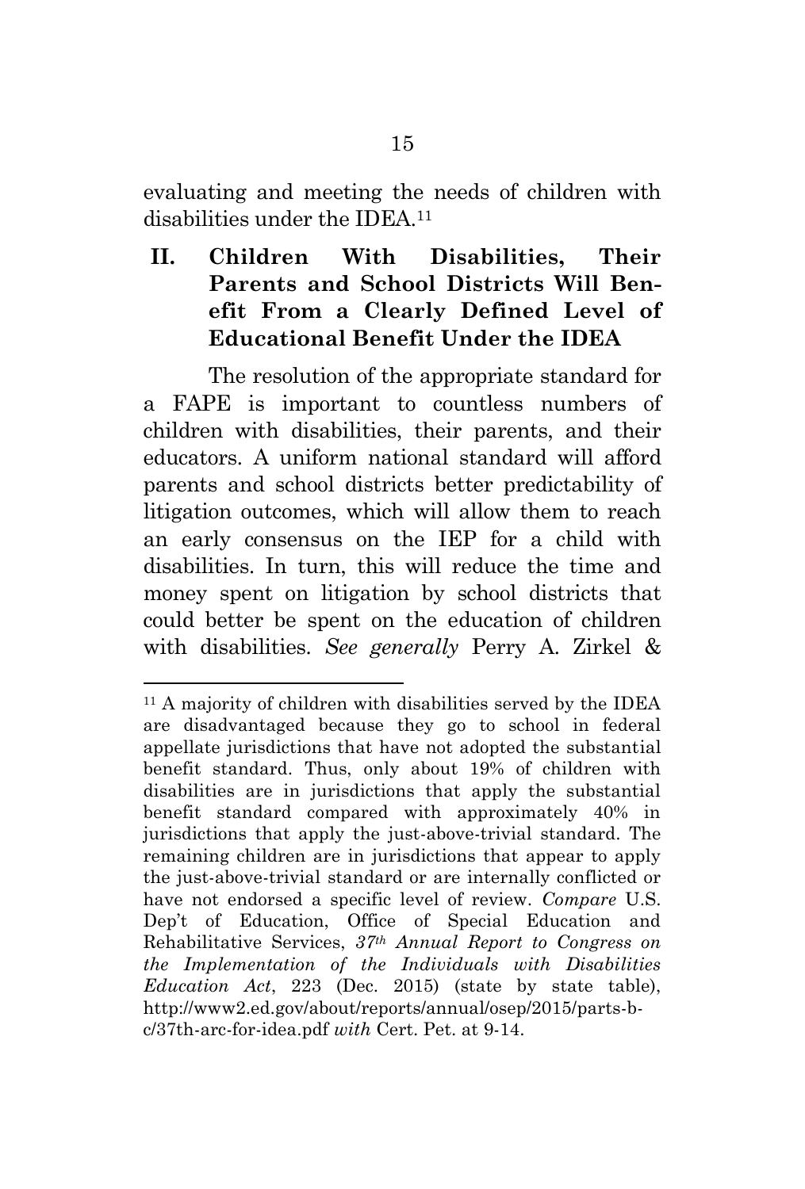evaluating and meeting the needs of children with disabilities under the IDEA.[11]

## II. Children With Disabilities, Their Parents and School Districts Will Benefit From a Clearly Defined Level of Educational Benefit Under the IDEA

The resolution of the appropriate standard for a FAPE is important to countless numbers of children with disabilities, their parents, and their educators. A uniform national standard will afford parents and school districts better predictability of litigation outcomes, which will allow them to reach an early consensus on the IEP for a child with disabilities. In turn, this will reduce the time and money spent on litigation by school districts that could better be spent on the education of children with disabilities. *See generally* Perry A. Zirkel &

---

[11] A majority of children with disabilities served by the IDEA are disadvantaged because they go to school in federal appellate jurisdictions that have not adopted the substantial benefit standard. Thus, only about 19% of children with disabilities are in jurisdictions that apply the substantial benefit standard compared with approximately 40% in jurisdictions that apply the just-above-trivial standard. The remaining children are in jurisdictions that appear to apply the just-above-trivial standard or are internally conflicted or have not endorsed a specific level of review. *Compare* U.S. Dep't of Education, Office of Special Education and Rehabilitative Services, *37th Annual Report to Congress on the Implementation of the Individuals with Disabilities Education Act*, 223 (Dec. 2015) (state by state table), http://www2.ed.gov/about/reports/annual/osep/2015/parts-b-c/37th-arc-for-idea.pdf *with* Cert. Pet. at 9-14.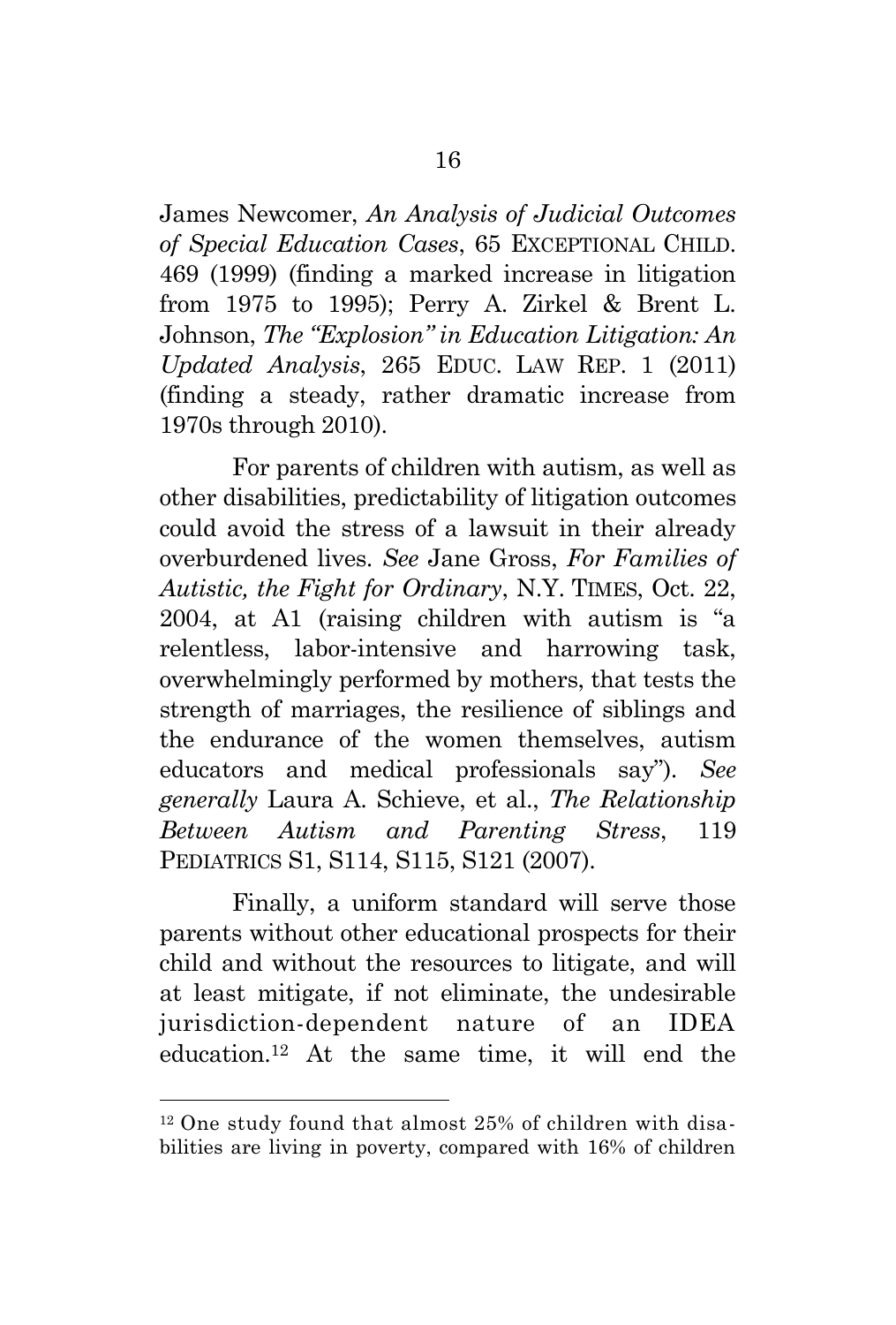James Newcomer, *An Analysis of Judicial Outcomes of Special Education Cases*, 65 EXCEPTIONAL CHILD. 469 (1999) (finding a marked increase in litigation from 1975 to 1995); Perry A. Zirkel & Brent L. Johnson, *The "Explosion" in Education Litigation: An Updated Analysis*, 265 EDUC. LAW REP. 1 (2011) (finding a steady, rather dramatic increase from 1970s through 2010).

For parents of children with autism, as well as other disabilities, predictability of litigation outcomes could avoid the stress of a lawsuit in their already overburdened lives. *See* Jane Gross, *For Families of Autistic, the Fight for Ordinary*, N.Y. TIMES, Oct. 22, 2004, at A1 (raising children with autism is "a relentless, labor-intensive and harrowing task, overwhelmingly performed by mothers, that tests the strength of marriages, the resilience of siblings and the endurance of the women themselves, autism educators and medical professionals say"). *See generally* Laura A. Schieve, et al., *The Relationship Between Autism and Parenting Stress*, 119 PEDIATRICS S1, S114, S115, S121 (2007).

Finally, a uniform standard will serve those parents without other educational prospects for their child and without the resources to litigate, and will at least mitigate, if not eliminate, the undesirable jurisdiction-dependent nature of an IDEA education.[12] At the same time, it will end the

[12] One study found that almost 25% of children with disabilities are living in poverty, compared with 16% of children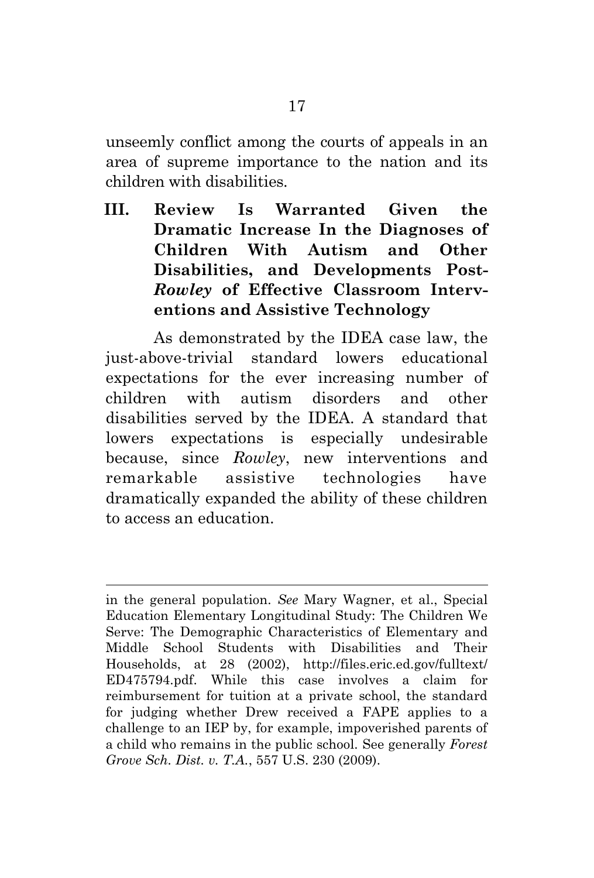unseemly conflict among the courts of appeals in an area of supreme importance to the nation and its children with disabilities.

## III. Review Is Warranted Given the Dramatic Increase In the Diagnoses of Children With Autism and Other Disabilities, and Developments Post-*Rowley* of Effective Classroom Interventions and Assistive Technology

As demonstrated by the IDEA case law, the just-above-trivial standard lowers educational expectations for the ever increasing number of children with autism disorders and other disabilities served by the IDEA. A standard that lowers expectations is especially undesirable because, since *Rowley*, new interventions and remarkable assistive technologies have dramatically expanded the ability of these children to access an education.

---

in the general population. *See* Mary Wagner, et al., Special Education Elementary Longitudinal Study: The Children We Serve: The Demographic Characteristics of Elementary and Middle School Students with Disabilities and Their Households, at 28 (2002), http://files.eric.ed.gov/fulltext/ED475794.pdf. While this case involves a claim for reimbursement for tuition at a private school, the standard for judging whether Drew received a FAPE applies to a challenge to an IEP by, for example, impoverished parents of a child who remains in the public school. See generally *Forest Grove Sch. Dist. v. T.A.*, 557 U.S. 230 (2009).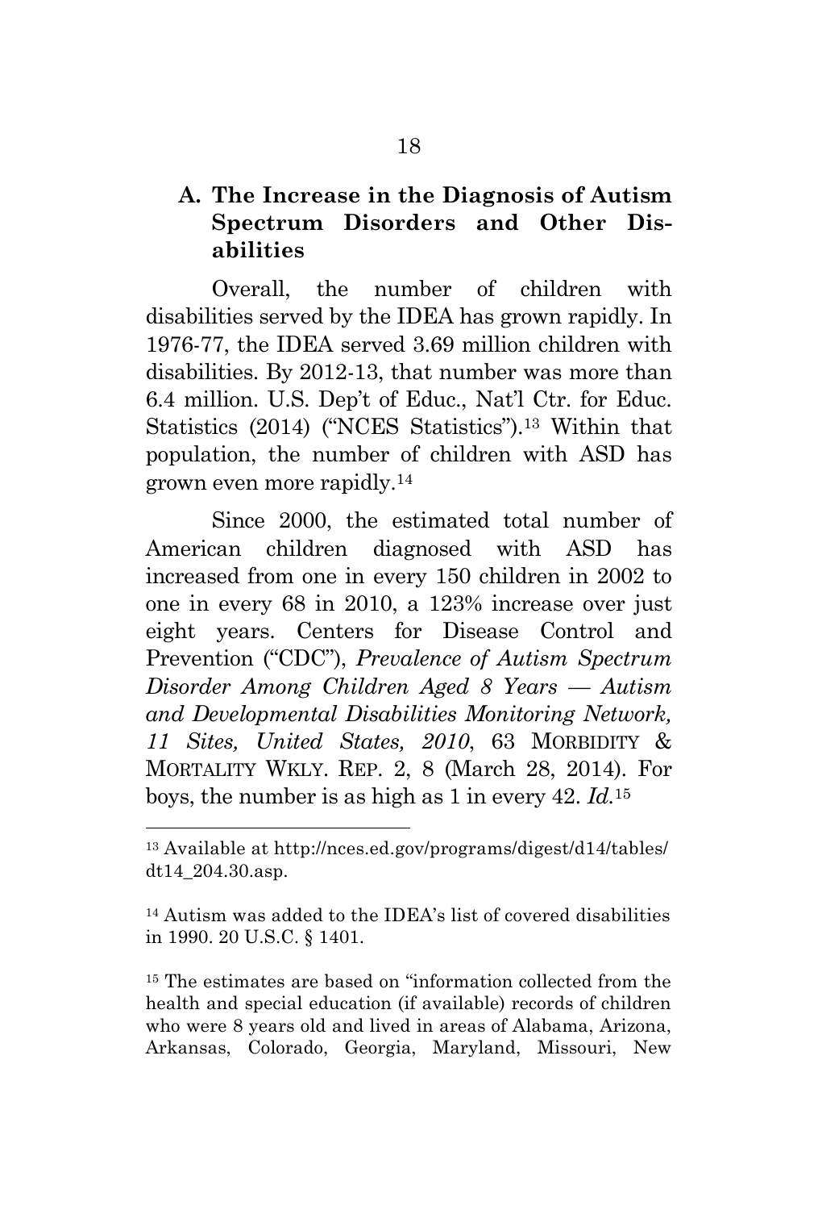### A. The Increase in the Diagnosis of Autism Spectrum Disorders and Other Disabilities

Overall, the number of children with disabilities served by the IDEA has grown rapidly. In 1976-77, the IDEA served 3.69 million children with disabilities. By 2012-13, that number was more than 6.4 million. U.S. Dep't of Educ., Nat'l Ctr. for Educ. Statistics (2014) ("NCES Statistics").[13] Within that population, the number of children with ASD has grown even more rapidly.[14]

Since 2000, the estimated total number of American children diagnosed with ASD has increased from one in every 150 children in 2002 to one in every 68 in 2010, a 123% increase over just eight years. Centers for Disease Control and Prevention ("CDC"), *Prevalence of Autism Spectrum Disorder Among Children Aged 8 Years — Autism and Developmental Disabilities Monitoring Network, 11 Sites, United States, 2010*, 63 MORBIDITY & MORTALITY WKLY. REP. 2, 8 (March 28, 2014). For boys, the number is as high as 1 in every 42. *Id.*[15]

---

[13] Available at http://nces.ed.gov/programs/digest/d14/tables/dt14_204.30.asp.

[14] Autism was added to the IDEA's list of covered disabilities in 1990. 20 U.S.C. § 1401.

[15] The estimates are based on "information collected from the health and special education (if available) records of children who were 8 years old and lived in areas of Alabama, Arizona, Arkansas, Colorado, Georgia, Maryland, Missouri, New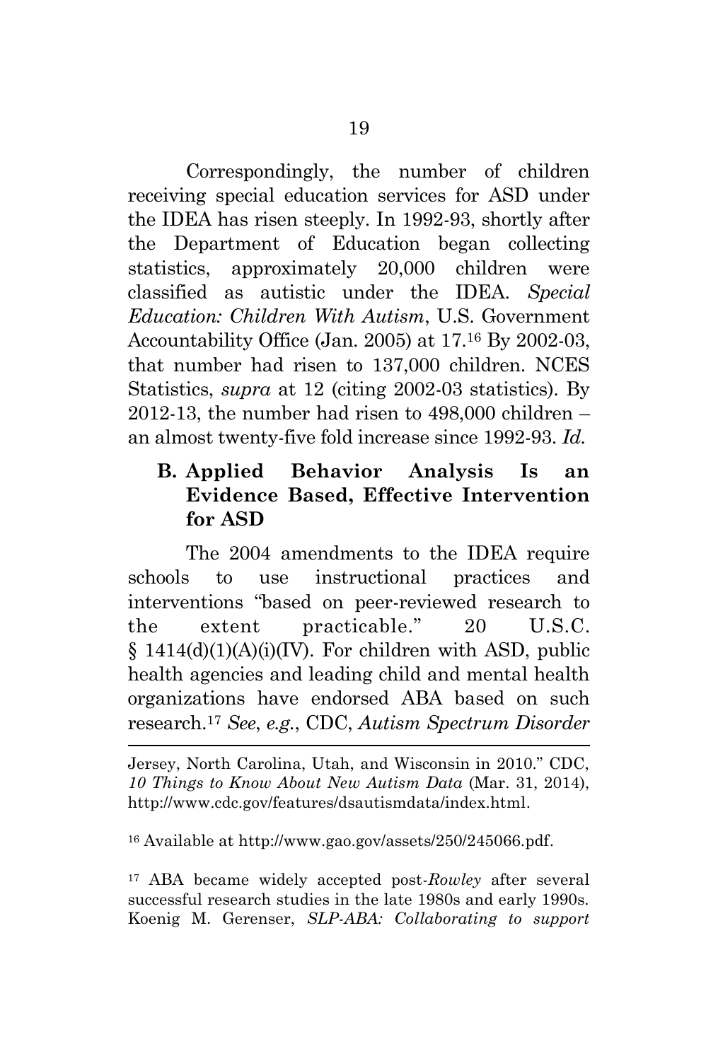Correspondingly, the number of children receiving special education services for ASD under the IDEA has risen steeply. In 1992-93, shortly after the Department of Education began collecting statistics, approximately 20,000 children were classified as autistic under the IDEA. *Special Education: Children With Autism*, U.S. Government Accountability Office (Jan. 2005) at 17.[16] By 2002-03, that number had risen to 137,000 children. NCES Statistics, *supra* at 12 (citing 2002-03 statistics). By 2012-13, the number had risen to 498,000 children – an almost twenty-five fold increase since 1992-93. *Id.*

### B. Applied Behavior Analysis Is an Evidence Based, Effective Intervention for ASD

The 2004 amendments to the IDEA require schools to use instructional practices and interventions "based on peer-reviewed research to the extent practicable." 20 U.S.C. § 1414(d)(1)(A)(i)(IV). For children with ASD, public health agencies and leading child and mental health organizations have endorsed ABA based on such research.[17] *See*, *e.g.*, CDC, *Autism Spectrum Disorder*

---

Jersey, North Carolina, Utah, and Wisconsin in 2010." CDC, *10 Things to Know About New Autism Data* (Mar. 31, 2014), http://www.cdc.gov/features/dsautismdata/index.html.

[16] Available at http://www.gao.gov/assets/250/245066.pdf.

[17] ABA became widely accepted post-*Rowley* after several successful research studies in the late 1980s and early 1990s. Koenig M. Gerenser, *SLP-ABA: Collaborating to support*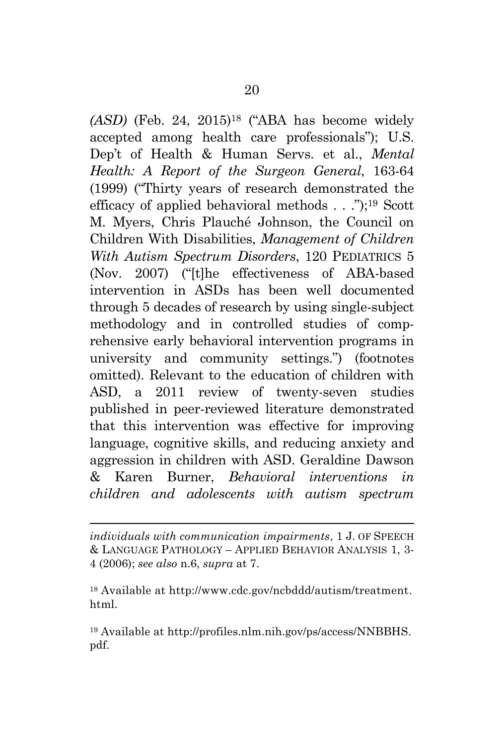*(ASD)* (Feb. 24, 2015)[18] ("ABA has become widely accepted among health care professionals"); U.S. Dep't of Health & Human Servs. et al., *Mental Health: A Report of the Surgeon General*, 163-64 (1999) ("Thirty years of research demonstrated the efficacy of applied behavioral methods . . .");[19] Scott M. Myers, Chris Plauché Johnson, the Council on Children With Disabilities, *Management of Children With Autism Spectrum Disorders*, 120 PEDIATRICS 5 (Nov. 2007) ("[t]he effectiveness of ABA-based intervention in ASDs has been well documented through 5 decades of research by using single-subject methodology and in controlled studies of comprehensive early behavioral intervention programs in university and community settings.") (footnotes omitted). Relevant to the education of children with ASD, a 2011 review of twenty-seven studies published in peer-reviewed literature demonstrated that this intervention was effective for improving language, cognitive skills, and reducing anxiety and aggression in children with ASD. Geraldine Dawson & Karen Burner, *Behavioral interventions in children and adolescents with autism spectrum*

---

*individuals with communication impairments*, 1 J. OF SPEECH & LANGUAGE PATHOLOGY – APPLIED BEHAVIOR ANALYSIS 1, 3-4 (2006); *see also* n.6, *supra* at 7.

[18] Available at http://www.cdc.gov/ncbddd/autism/treatment.html.

[19] Available at http://profiles.nlm.nih.gov/ps/access/NNBBHS.pdf.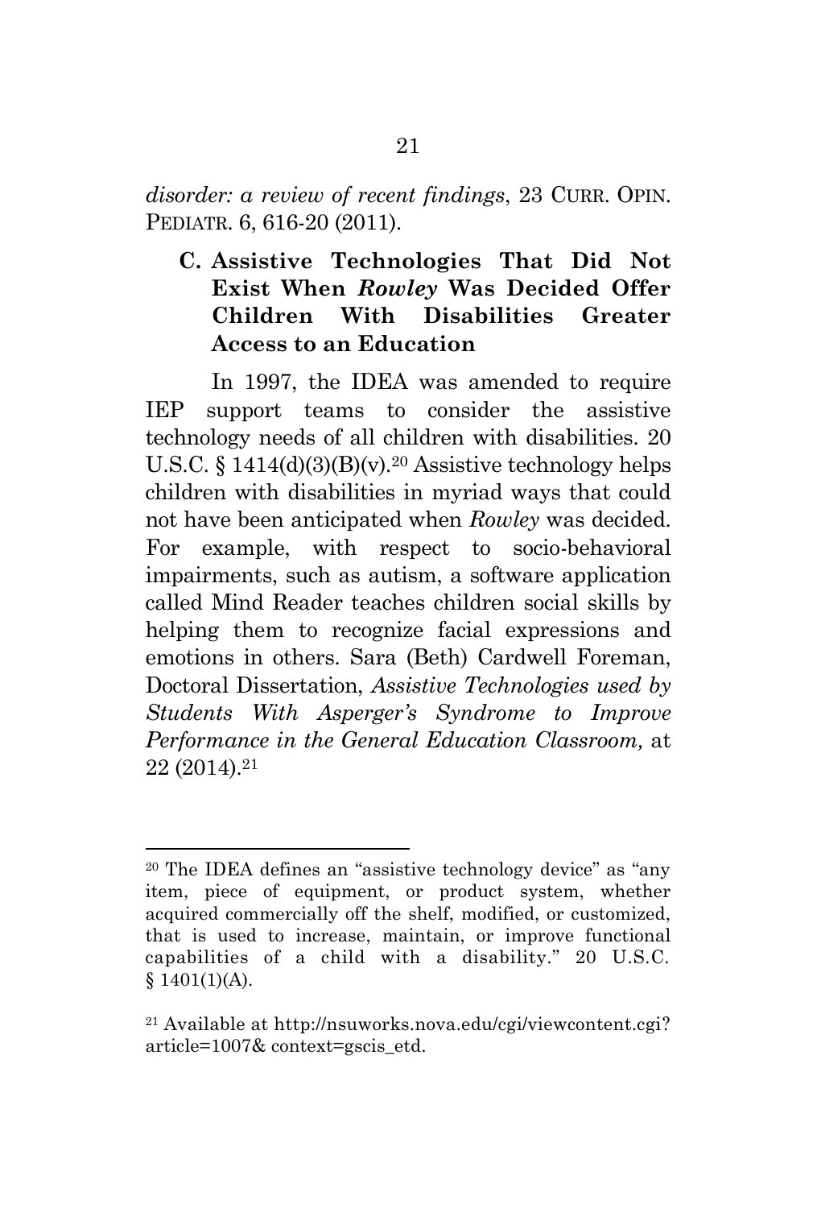*disorder: a review of recent findings*, 23 CURR. OPIN. PEDIATR. 6, 616-20 (2011).

### C. Assistive Technologies That Did Not Exist When *Rowley* Was Decided Offer Children With Disabilities Greater Access to an Education

In 1997, the IDEA was amended to require IEP support teams to consider the assistive technology needs of all children with disabilities. 20 U.S.C. § 1414(d)(3)(B)(v).[20] Assistive technology helps children with disabilities in myriad ways that could not have been anticipated when *Rowley* was decided. For example, with respect to socio-behavioral impairments, such as autism, a software application called Mind Reader teaches children social skills by helping them to recognize facial expressions and emotions in others. Sara (Beth) Cardwell Foreman, Doctoral Dissertation, *Assistive Technologies used by Students With Asperger's Syndrome to Improve Performance in the General Education Classroom,* at 22 (2014).[21]

---

[20] The IDEA defines an "assistive technology device" as "any item, piece of equipment, or product system, whether acquired commercially off the shelf, modified, or customized, that is used to increase, maintain, or improve functional capabilities of a child with a disability." 20 U.S.C. § 1401(1)(A).

[21] Available at http://nsuworks.nova.edu/cgi/viewcontent.cgi?article=1007& context=gscis_etd.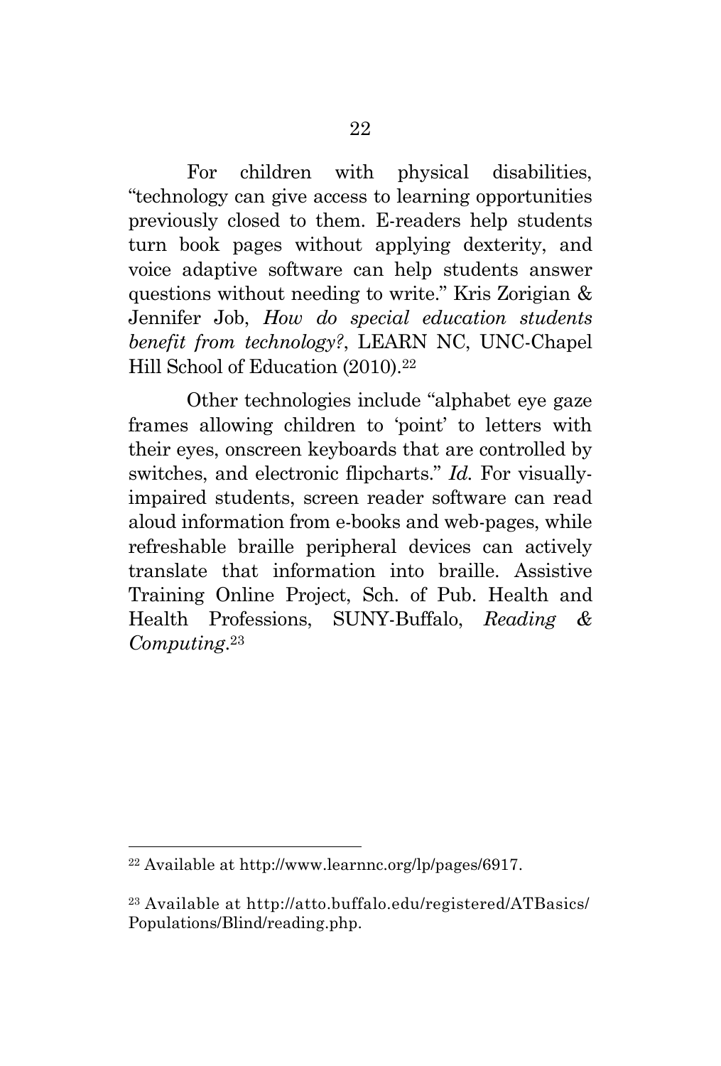For children with physical disabilities, "technology can give access to learning opportunities previously closed to them. E-readers help students turn book pages without applying dexterity, and voice adaptive software can help students answer questions without needing to write." Kris Zorigian & Jennifer Job, *How do special education students benefit from technology?*, LEARN NC, UNC-Chapel Hill School of Education (2010).[22]

Other technologies include "alphabet eye gaze frames allowing children to 'point' to letters with their eyes, onscreen keyboards that are controlled by switches, and electronic flipcharts." *Id.* For visually-impaired students, screen reader software can read aloud information from e-books and web-pages, while refreshable braille peripheral devices can actively translate that information into braille. Assistive Training Online Project, Sch. of Pub. Health and Health Professions, SUNY-Buffalo, *Reading & Computing*.[23]

---

[22] Available at http://www.learnnc.org/lp/pages/6917.

[23] Available at http://atto.buffalo.edu/registered/ATBasics/Populations/Blind/reading.php.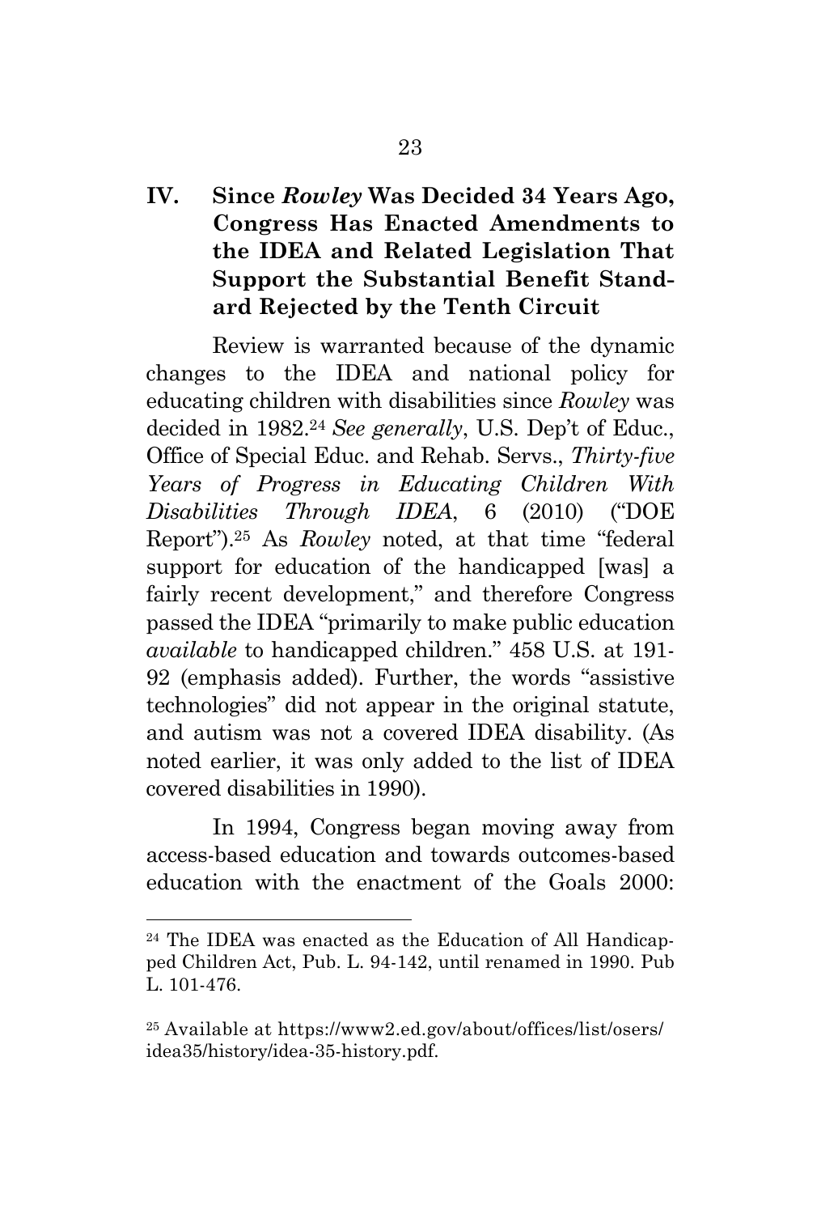## IV. Since *Rowley* Was Decided 34 Years Ago, Congress Has Enacted Amendments to the IDEA and Related Legislation That Support the Substantial Benefit Standard Rejected by the Tenth Circuit

Review is warranted because of the dynamic changes to the IDEA and national policy for educating children with disabilities since *Rowley* was decided in 1982.[24] *See generally*, U.S. Dep't of Educ., Office of Special Educ. and Rehab. Servs., *Thirty-five Years of Progress in Educating Children With Disabilities Through IDEA*, 6 (2010) ("DOE Report").[25] As *Rowley* noted, at that time "federal support for education of the handicapped [was] a fairly recent development," and therefore Congress passed the IDEA "primarily to make public education *available* to handicapped children." 458 U.S. at 191-92 (emphasis added). Further, the words "assistive technologies" did not appear in the original statute, and autism was not a covered IDEA disability. (As noted earlier, it was only added to the list of IDEA covered disabilities in 1990).

In 1994, Congress began moving away from access-based education and towards outcomes-based education with the enactment of the Goals 2000:

---

[24] The IDEA was enacted as the Education of All Handicapped Children Act, Pub. L. 94-142, until renamed in 1990. Pub L. 101-476.

[25] Available at https://www2.ed.gov/about/offices/list/osers/idea35/history/idea-35-history.pdf.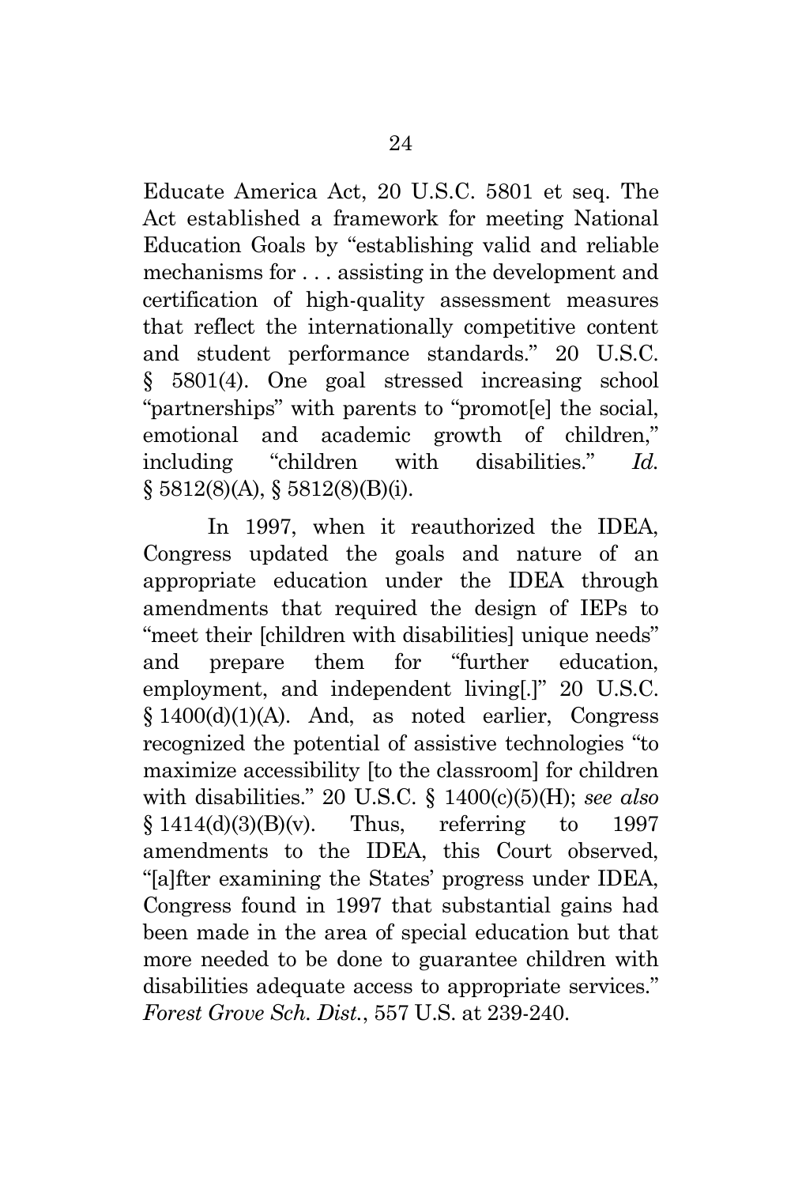Educate America Act, 20 U.S.C. 5801 et seq. The Act established a framework for meeting National Education Goals by "establishing valid and reliable mechanisms for . . . assisting in the development and certification of high-quality assessment measures that reflect the internationally competitive content and student performance standards." 20 U.S.C. § 5801(4). One goal stressed increasing school "partnerships" with parents to "promot[e] the social, emotional and academic growth of children," including "children with disabilities." *Id.* § 5812(8)(A), § 5812(8)(B)(i).

In 1997, when it reauthorized the IDEA, Congress updated the goals and nature of an appropriate education under the IDEA through amendments that required the design of IEPs to "meet their [children with disabilities] unique needs" and prepare them for "further education, employment, and independent living[.]" 20 U.S.C. § 1400(d)(1)(A). And, as noted earlier, Congress recognized the potential of assistive technologies "to maximize accessibility [to the classroom] for children with disabilities." 20 U.S.C. § 1400(c)(5)(H); *see also* § 1414(d)(3)(B)(v). Thus, referring to 1997 amendments to the IDEA, this Court observed, "[a]fter examining the States' progress under IDEA, Congress found in 1997 that substantial gains had been made in the area of special education but that more needed to be done to guarantee children with disabilities adequate access to appropriate services." *Forest Grove Sch. Dist.*, 557 U.S. at 239-240.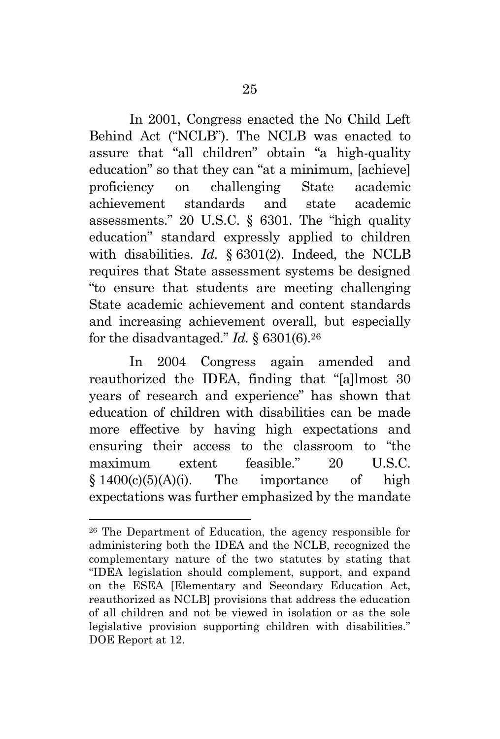In 2001, Congress enacted the No Child Left Behind Act ("NCLB"). The NCLB was enacted to assure that "all children" obtain "a high-quality education" so that they can "at a minimum, [achieve] proficiency on challenging State academic achievement standards and state academic assessments." 20 U.S.C. § 6301. The "high quality education" standard expressly applied to children with disabilities. *Id.* § 6301(2). Indeed, the NCLB requires that State assessment systems be designed "to ensure that students are meeting challenging State academic achievement and content standards and increasing achievement overall, but especially for the disadvantaged." *Id.* § 6301(6).[26]

In 2004 Congress again amended and reauthorized the IDEA, finding that "[a]lmost 30 years of research and experience" has shown that education of children with disabilities can be made more effective by having high expectations and ensuring their access to the classroom to "the maximum extent feasible." 20 U.S.C. § 1400(c)(5)(A)(i). The importance of high expectations was further emphasized by the mandate

---

[26] The Department of Education, the agency responsible for administering both the IDEA and the NCLB, recognized the complementary nature of the two statutes by stating that "IDEA legislation should complement, support, and expand on the ESEA [Elementary and Secondary Education Act, reauthorized as NCLB] provisions that address the education of all children and not be viewed in isolation or as the sole legislative provision supporting children with disabilities." DOE Report at 12.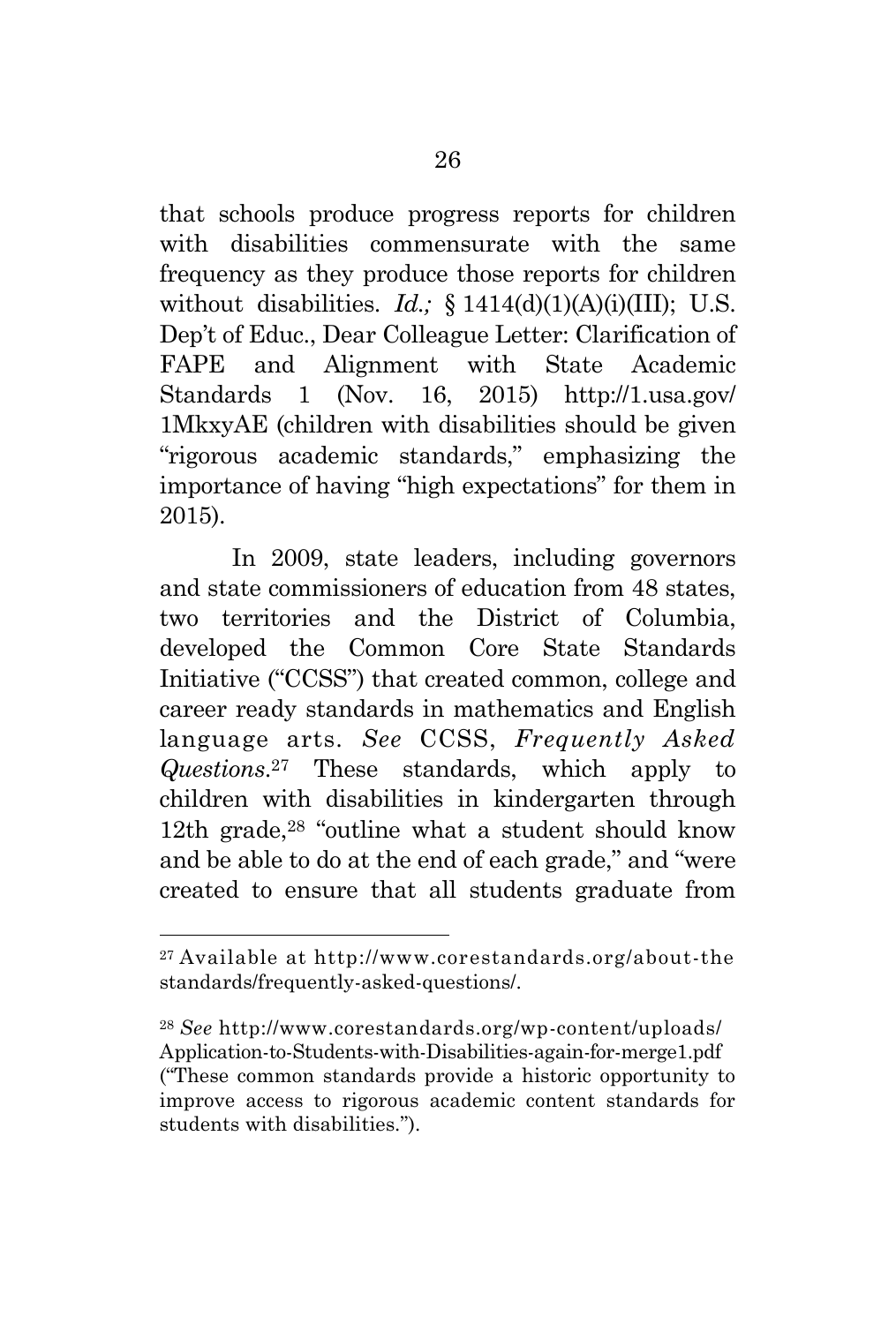that schools produce progress reports for children with disabilities commensurate with the same frequency as they produce those reports for children without disabilities. *Id.;* § 1414(d)(1)(A)(i)(III); U.S. Dep't of Educ., Dear Colleague Letter: Clarification of FAPE and Alignment with State Academic Standards 1 (Nov. 16, 2015) http://1.usa.gov/1MkxyAE (children with disabilities should be given "rigorous academic standards," emphasizing the importance of having "high expectations" for them in 2015).

In 2009, state leaders, including governors and state commissioners of education from 48 states, two territories and the District of Columbia, developed the Common Core State Standards Initiative ("CCSS") that created common, college and career ready standards in mathematics and English language arts. *See* CCSS, *Frequently Asked Questions*.[27] These standards, which apply to children with disabilities in kindergarten through 12th grade,[28] "outline what a student should know and be able to do at the end of each grade," and "were created to ensure that all students graduate from

---

[27] Available at http://www.corestandards.org/about-the standards/frequently-asked-questions/.

[28] *See* http://www.corestandards.org/wp-content/uploads/Application-to-Students-with-Disabilities-again-for-merge1.pdf ("These common standards provide a historic opportunity to improve access to rigorous academic content standards for students with disabilities.").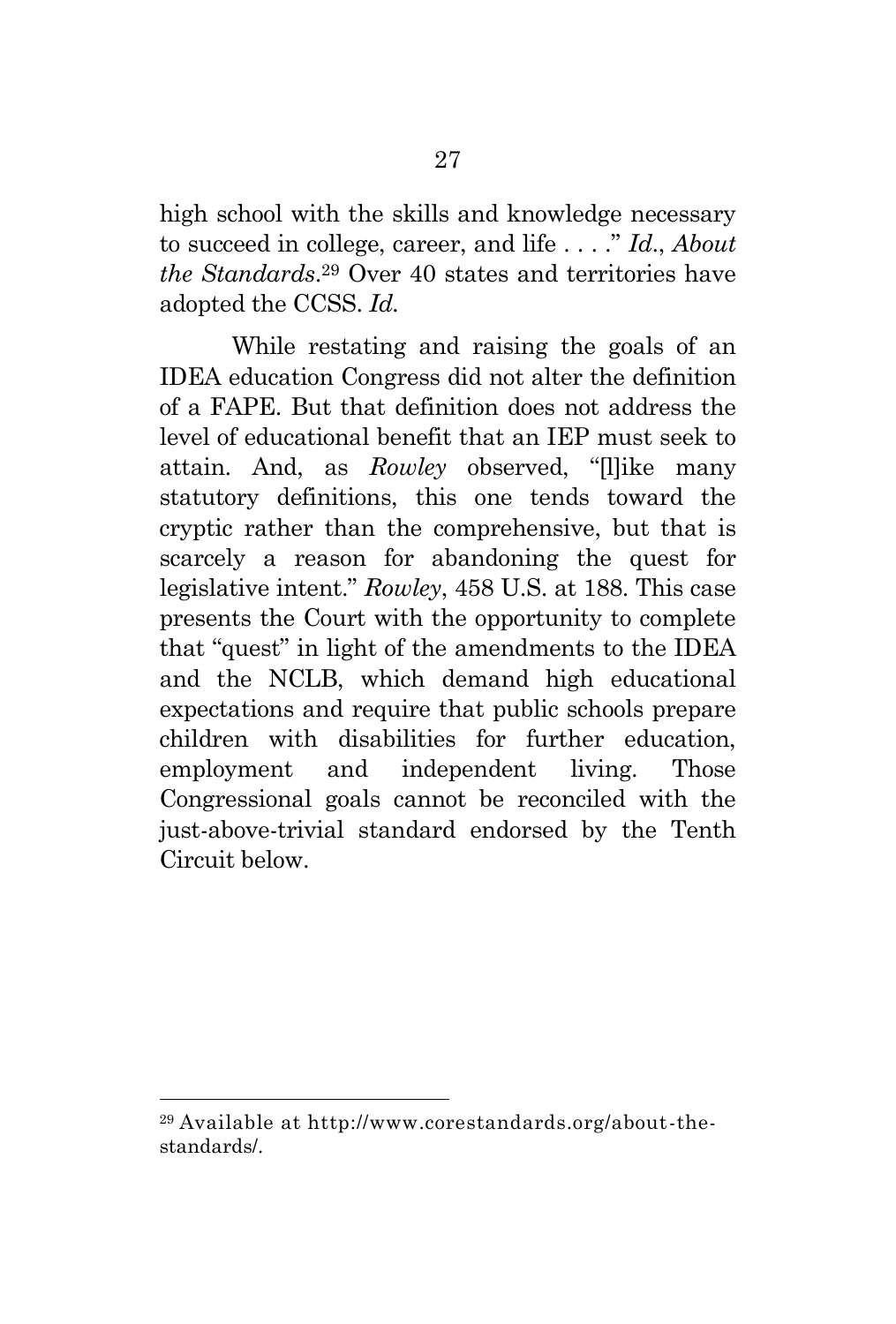high school with the skills and knowledge necessary to succeed in college, career, and life . . . ." *Id.*, *About the Standards*.[29] Over 40 states and territories have adopted the CCSS. *Id.*

While restating and raising the goals of an IDEA education Congress did not alter the definition of a FAPE. But that definition does not address the level of educational benefit that an IEP must seek to attain. And, as *Rowley* observed, "[l]ike many statutory definitions, this one tends toward the cryptic rather than the comprehensive, but that is scarcely a reason for abandoning the quest for legislative intent." *Rowley*, 458 U.S. at 188. This case presents the Court with the opportunity to complete that "quest" in light of the amendments to the IDEA and the NCLB, which demand high educational expectations and require that public schools prepare children with disabilities for further education, employment and independent living. Those Congressional goals cannot be reconciled with the just-above-trivial standard endorsed by the Tenth Circuit below.

---

[29] Available at http://www.corestandards.org/about-the-standards/.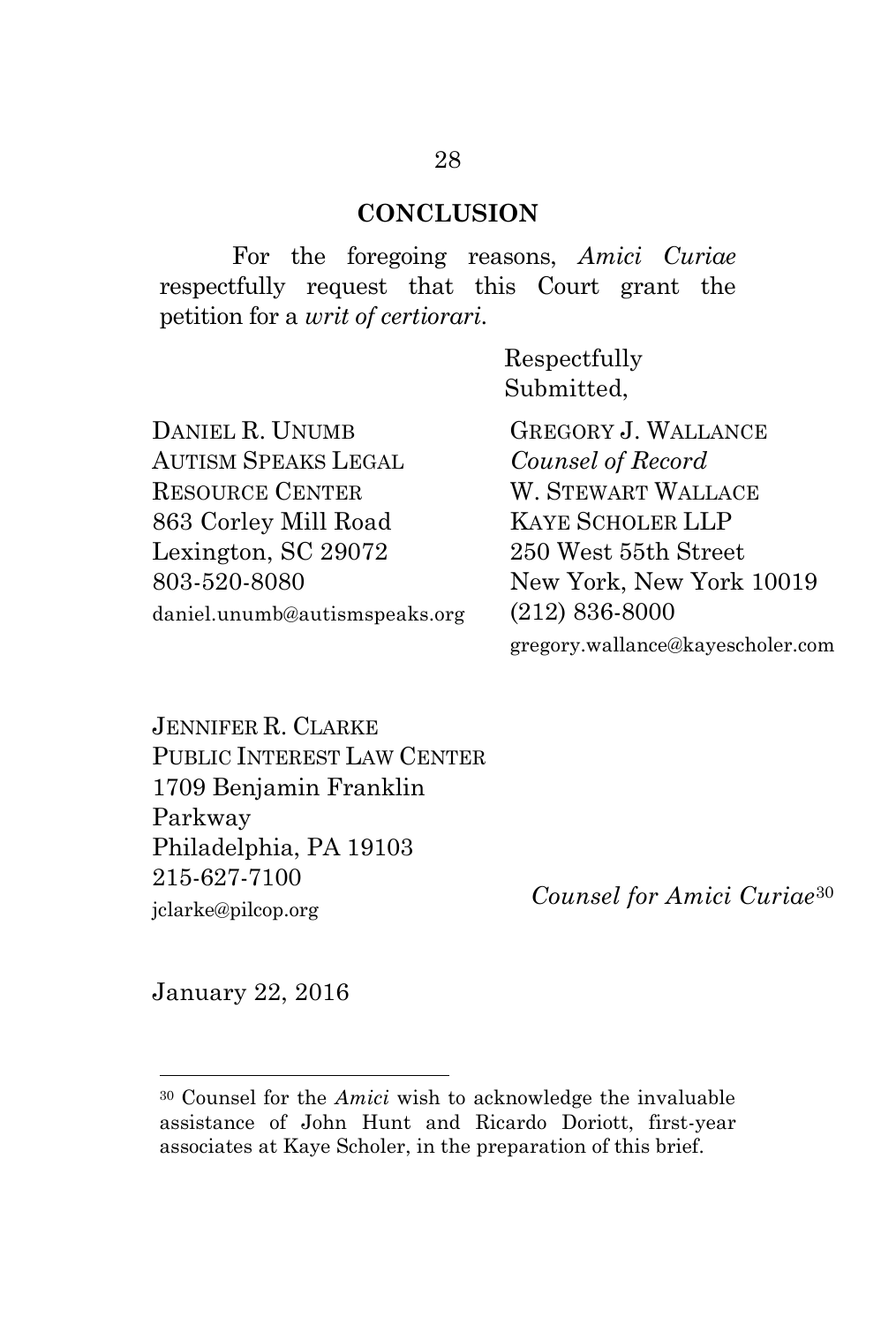## CONCLUSION

For the foregoing reasons, *Amici Curiae* respectfully request that this Court grant the petition for a *writ of certiorari*.

Respectfully Submitted,

GREGORY J. WALLANCE
*Counsel of Record*
W. STEWART WALLACE
KAYE SCHOLER LLP
250 West 55th Street
New York, New York 10019
(212) 836-8000
gregory.wallance@kayescholer.com

DANIEL R. UNUMB
AUTISM SPEAKS LEGAL RESOURCE CENTER
863 Corley Mill Road
Lexington, SC 29072
803-520-8080
daniel.unumb@autismspeaks.org

JENNIFER R. CLARKE
PUBLIC INTEREST LAW CENTER
1709 Benjamin Franklin Parkway
Philadelphia, PA 19103
215-627-7100
jclarke@pilcop.org

*Counsel for Amici Curiae*[30]

January 22, 2016

---

[30] Counsel for the *Amici* wish to acknowledge the invaluable assistance of John Hunt and Ricardo Doriott, first-year associates at Kaye Scholer, in the preparation of this brief.